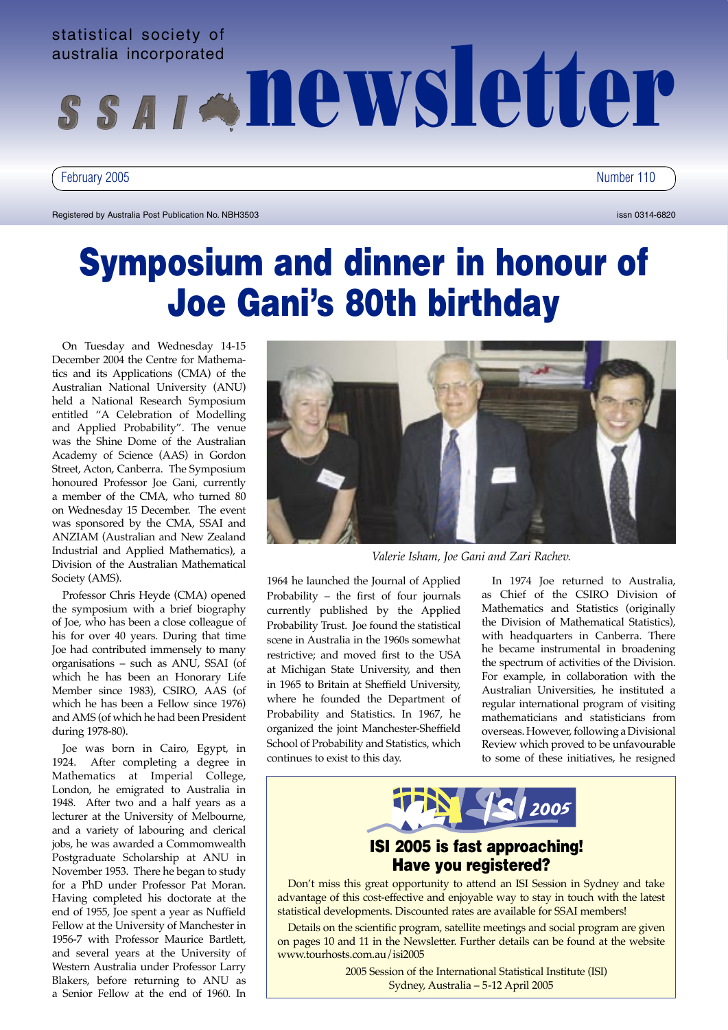statistical society of australia incorporated

# SSAI newsletter

February 2005 — Number 110

Registered by Australia Post Publication No. NBH3503 — issn 0314-6820

# Symposium and dinner in honour of Joe Gani's 80th birthday

On Tuesday and Wednesday 14-15 December 2004 the Centre for Mathematics and its Applications (CMA) of the Australian National University (ANU) held a National Research Symposium entitled "A Celebration of Modelling and Applied Probability". The venue was the Shine Dome of the Australian Academy of Science (AAS) in Gordon Street, Acton, Canberra. The Symposium honoured Professor Joe Gani, currently a member of the CMA, who turned 80 on Wednesday 15 December. The event was sponsored by the CMA, SSAI and ANZIAM (Australian and New Zealand Industrial and Applied Mathematics), a Division of the Australian Mathematical Society (AMS).

Professor Chris Heyde (CMA) opened the symposium with a brief biography of Joe, who has been a close colleague of his for over 40 years. During that time Joe had contributed immensely to many organisations – such as ANU, SSAI (of which he has been an Honorary Life Member since 1983), CSIRO, AAS (of which he has been a Fellow since 1976) and AMS (of which he had been President during 1978-80).

Joe was born in Cairo, Egypt, in 1924. After completing a degree in Mathematics at Imperial College, London, he emigrated to Australia in 1948. After two and a half years as a lecturer at the University of Melbourne, and a variety of labouring and clerical jobs, he was awarded a Commonwealth Postgraduate Scholarship at ANU in November 1953. There he began to study for a PhD under Professor Pat Moran. Having completed his doctorate at the end of 1955, Joe spent a year as Nuffield Fellow at the University of Manchester in 1956-7 with Professor Maurice Bartlett, and several years at the University of Western Australia under Professor Larry Blakers, before returning to ANU as a Senior Fellow at the end of 1960. In 1964 he launched the Journal of Applied Probability – the first of four journals currently published by the Applied Probability Trust. Joe found the statistical scene in Australia in the 1960s somewhat restrictive; and moved first to the USA at Michigan State University, and then in 1965 to Britain at Sheffield University, where he founded the Department of Probability and Statistics. In 1967, he organized the joint Manchester-Sheffield School of Probability and Statistics, which continues to exist to this day.

*Valerie Isham, Joe Gani and Zari Rachev.*

In 1974 Joe returned to Australia, as Chief of the CSIRO Division of Mathematics and Statistics (originally the Division of Mathematical Statistics), with headquarters in Canberra. There he became instrumental in broadening the spectrum of activities of the Division. For example, in collaboration with the Australian Universities, he instituted a regular international program of visiting mathematicians and statisticians from overseas. However, following a Divisional Review which proved to be unfavourable to some of these initiatives, he resigned

---

ISI 2005

## ISI 2005 is fast approaching! Have you registered?

Don't miss this great opportunity to attend an ISI Session in Sydney and take advantage of this cost-effective and enjoyable way to stay in touch with the latest statistical developments. Discounted rates are available for SSAI members!

Details on the scientific program, satellite meetings and social program are given on pages 10 and 11 in the Newsletter. Further details can be found at the website www.tourhosts.com.au/isi2005

2005 Session of the International Statistical Institute (ISI)
Sydney, Australia – 5-12 April 2005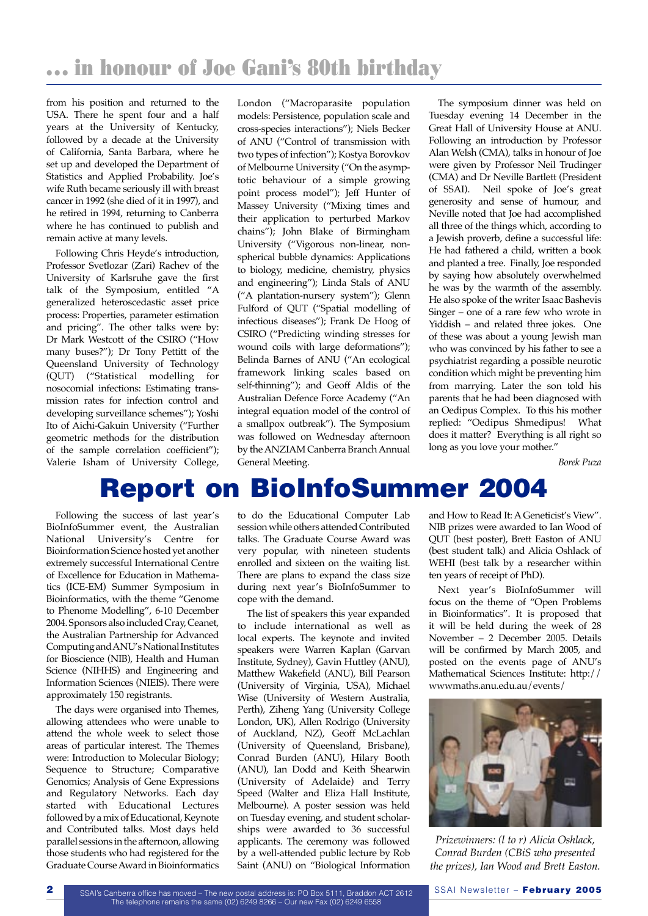# … in honour of Joe Gani's 80th birthday

from his position and returned to the USA. There he spent four and a half years at the University of Kentucky, followed by a decade at the University of California, Santa Barbara, where he set up and developed the Department of Statistics and Applied Probability. Joe's wife Ruth became seriously ill with breast cancer in 1992 (she died of it in 1997), and he retired in 1994, returning to Canberra where he has continued to publish and remain active at many levels.

Following Chris Heyde's introduction, Professor Svetlozar (Zari) Rachev of the University of Karlsruhe gave the first talk of the Symposium, entitled "A generalized heteroscedastic asset price process: Properties, parameter estimation and pricing". The other talks were by: Dr Mark Westcott of the CSIRO ("How many buses?"); Dr Tony Pettitt of the Queensland University of Technology (QUT) ("Statistical modelling for nosocomial infections: Estimating transmission rates for infection control and developing surveillance schemes"); Yoshi Ito of Aichi-Gakuin University ("Further geometric methods for the distribution of the sample correlation coefficient"); Valerie Isham of University College, London ("Macroparasite population models: Persistence, population scale and cross-species interactions"); Niels Becker of ANU ("Control of transmission with two types of infection"); Kostya Borovkov of Melbourne University ("On the asymptotic behaviour of a simple growing point process model"); Jeff Hunter of Massey University ("Mixing times and their application to perturbed Markov chains"); John Blake of Birmingham University ("Vigorous non-linear, non-spherical bubble dynamics: Applications to biology, medicine, chemistry, physics and engineering"); Linda Stals of ANU ("A plantation-nursery system"); Glenn Fulford of QUT ("Spatial modelling of infectious diseases"); Frank De Hoog of CSIRO ("Predicting winding stresses for wound coils with large deformations"); Belinda Barnes of ANU ("An ecological framework linking scales based on self-thinning"); and Geoff Aldis of the Australian Defence Force Academy ("An integral equation model of the control of a smallpox outbreak"). The Symposium was followed on Wednesday afternoon by the ANZIAM Canberra Branch Annual General Meeting.

The symposium dinner was held on Tuesday evening 14 December in the Great Hall of University House at ANU. Following an introduction by Professor Alan Welsh (CMA), talks in honour of Joe were given by Professor Neil Trudinger (CMA) and Dr Neville Bartlett (President of SSAI). Neil spoke of Joe's great generosity and sense of humour, and Neville noted that Joe had accomplished all three of the things which, according to a Jewish proverb, define a successful life: He had fathered a child, written a book and planted a tree. Finally, Joe responded by saying how absolutely overwhelmed he was by the warmth of the assembly. He also spoke of the writer Isaac Bashevis Singer – one of a rare few who wrote in Yiddish – and related three jokes. One of these was about a young Jewish man who was convinced by his father to see a psychiatrist regarding a possible neurotic condition which might be preventing him from marrying. Later the son told his parents that he had been diagnosed with an Oedipus Complex. To this his mother replied: "Oedipus Shmedipus! What does it matter? Everything is all right so long as you love your mother."

*Borek Puza*

# Report on BioInfoSummer 2004

Following the success of last year's BioInfoSummer event, the Australian National University's Centre for Bioinformation Science hosted yet another extremely successful International Centre of Excellence for Education in Mathematics (ICE-EM) Summer Symposium in Bioinformatics, with the theme "Genome to Phenome Modelling", 6-10 December 2004. Sponsors also included Cray, Ceanet, the Australian Partnership for Advanced Computing and ANU's National Institutes for Bioscience (NIB), Health and Human Science (NIHHS) and Engineering and Information Sciences (NIEIS). There were approximately 150 registrants.

The days were organised into Themes, allowing attendees who were unable to attend the whole week to select those areas of particular interest. The Themes were: Introduction to Molecular Biology; Sequence to Structure; Comparative Genomics; Analysis of Gene Expressions and Regulatory Networks. Each day started with Educational Lectures followed by a mix of Educational, Keynote and Contributed talks. Most days held parallel sessions in the afternoon, allowing those students who had registered for the Graduate Course Award in Bioinformatics to do the Educational Computer Lab session while others attended Contributed talks. The Graduate Course Award was very popular, with nineteen students enrolled and sixteen on the waiting list. There are plans to expand the class size during next year's BioInfoSummer to cope with the demand.

The list of speakers this year expanded to include international as well as local experts. The keynote and invited speakers were Warren Kaplan (Garvan Institute, Sydney), Gavin Huttley (ANU), Matthew Wakefield (ANU), Bill Pearson (University of Virginia, USA), Michael Wise (University of Western Australia, Perth), Ziheng Yang (University College London, UK), Allen Rodrigo (University of Auckland, NZ), Geoff McLachlan (University of Queensland, Brisbane), Conrad Burden (ANU), Hilary Booth (ANU), Ian Dodd and Keith Shearwin (University of Adelaide) and Terry Speed (Walter and Eliza Hall Institute, Melbourne). A poster session was held on Tuesday evening, and student scholarships were awarded to 36 successful applicants. The ceremony was followed by a well-attended public lecture by Rob Saint (ANU) on "Biological Information and How to Read It: A Geneticist's View". NIB prizes were awarded to Ian Wood of QUT (best poster), Brett Easton of ANU (best student talk) and Alicia Oshlack of WEHI (best talk by a researcher within ten years of receipt of PhD).

Next year's BioInfoSummer will focus on the theme of "Open Problems in Bioinformatics". It is proposed that it will be held during the week of 28 November – 2 December 2005. Details will be confirmed by March 2005, and posted on the events page of ANU's Mathematical Sciences Institute: http://wwwmaths.anu.edu.au/events/

*Prizewinners: (l to r) Alicia Oshlack, Conrad Burden (CBiS who presented the prizes), Ian Wood and Brett Easton.*

SSAI's Canberra office has moved – The new postal address is: PO Box 5111, Braddon ACT 2612
The telephone remains the same (02) 6249 8266 – Our new Fax (02) 6249 6558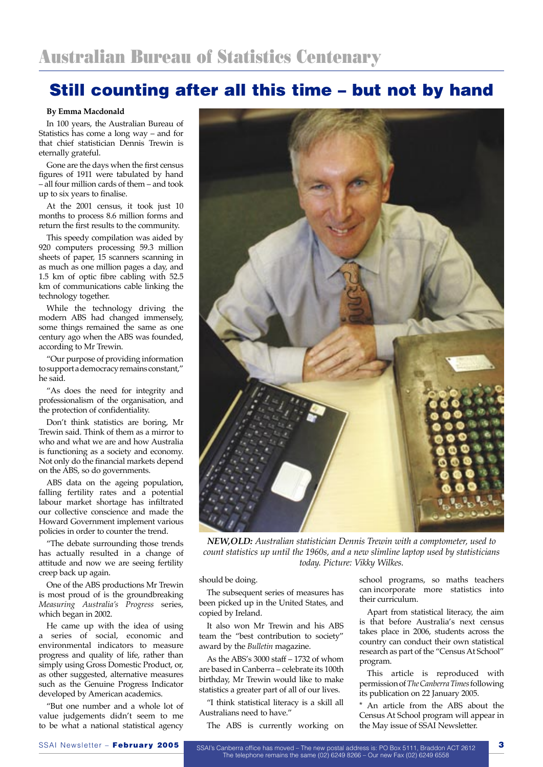# Australian Bureau of Statistics Centenary

## Still counting after all this time – but not by hand

**By Emma Macdonald**

In 100 years, the Australian Bureau of Statistics has come a long way – and for that chief statistician Dennis Trewin is eternally grateful.

Gone are the days when the first census figures of 1911 were tabulated by hand – all four million cards of them – and took up to six years to finalise.

At the 2001 census, it took just 10 months to process 8.6 million forms and return the first results to the community.

This speedy compilation was aided by 920 computers processing 59.3 million sheets of paper, 15 scanners scanning in as much as one million pages a day, and 1.5 km of optic fibre cabling with 52.5 km of communications cable linking the technology together.

While the technology driving the modern ABS had changed immensely, some things remained the same as one century ago when the ABS was founded, according to Mr Trewin.

"Our purpose of providing information to support a democracy remains constant," he said.

"As does the need for integrity and professionalism of the organisation, and the protection of confidentiality.

Don't think statistics are boring, Mr Trewin said. Think of them as a mirror to who and what we are and how Australia is functioning as a society and economy. Not only do the financial markets depend on the ABS, so do governments.

ABS data on the ageing population, falling fertility rates and a potential labour market shortage has infiltrated our collective conscience and made the Howard Government implement various policies in order to counter the trend.

"The debate surrounding those trends has actually resulted in a change of attitude and now we are seeing fertility creep back up again.

One of the ABS productions Mr Trewin is most proud of is the groundbreaking *Measuring Australia's Progress* series, which began in 2002.

He came up with the idea of using a series of social, economic and environmental indicators to measure progress and quality of life, rather than simply using Gross Domestic Product, or, as other suggested, alternative measures such as the Genuine Progress Indicator developed by American academics.

"But one number and a whole lot of value judgements didn't seem to me to be what a national statistical agency should be doing.

*NEW,OLD: Australian statistician Dennis Trewin with a comptometer, used to count statistics up until the 1960s, and a new slimline laptop used by statisticians today. Picture: Vikky Wilkes.*

The subsequent series of measures has been picked up in the United States, and copied by Ireland.

It also won Mr Trewin and his ABS team the "best contribution to society" award by the *Bulletin* magazine.

As the ABS's 3000 staff – 1732 of whom are based in Canberra – celebrate its 100th birthday, Mr Trewin would like to make statistics a greater part of all of our lives.

"I think statistical literacy is a skill all Australians need to have."

The ABS is currently working on school programs, so maths teachers can incorporate more statistics into their curriculum.

Apart from statistical literacy, the aim is that before Australia's next census takes place in 2006, students across the country can conduct their own statistical research as part of the "Census At School" program.

This article is reproduced with permission of *The Canberra Times* following its publication on 22 January 2005.

* An article from the ABS about the Census At School program will appear in the May issue of SSAI Newsletter.

SSAI's Canberra office has moved – The new postal address is: PO Box 5111, Braddon ACT 2612
The telephone remains the same (02) 6249 8266 – Our new Fax (02) 6249 6558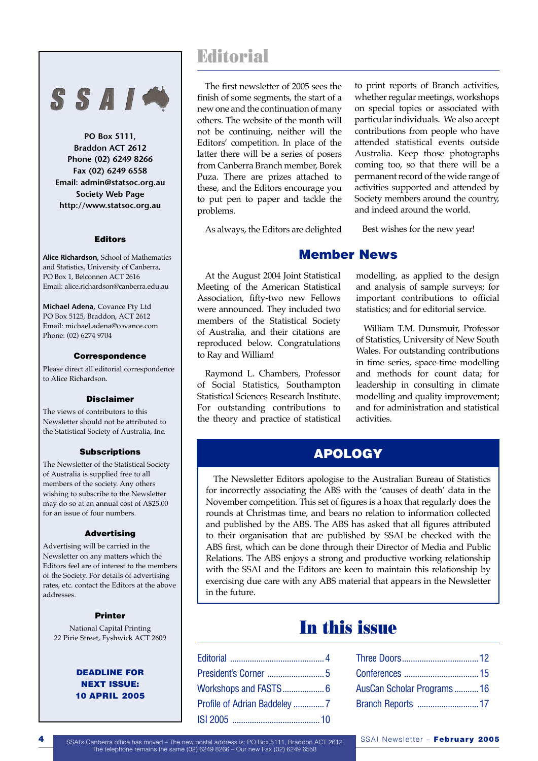# Editorial

The first newsletter of 2005 sees the finish of some segments, the start of a new one and the continuation of many others. The website of the month will not be continuing, neither will the Editors' competition. In place of the latter there will be a series of posers from Canberra Branch member, Borek Puza. There are prizes attached to these, and the Editors encourage you to put pen to paper and tackle the problems.

As always, the Editors are delighted to print reports of Branch activities, whether regular meetings, workshops on special topics or associated with particular individuals. We also accept contributions from people who have attended statistical events outside Australia. Keep those photographs coming too, so that there will be a permanent record of the wide range of activities supported and attended by Society members around the country, and indeed around the world.

Best wishes for the new year!

## Member News

At the August 2004 Joint Statistical Meeting of the American Statistical Association, fifty-two new Fellows were announced. They included two members of the Statistical Society of Australia, and their citations are reproduced below. Congratulations to Ray and William!

Raymond L. Chambers, Professor of Social Statistics, Southampton Statistical Sciences Research Institute. For outstanding contributions to the theory and practice of statistical modelling, as applied to the design and analysis of sample surveys; for important contributions to official statistics; and for editorial service.

William T.M. Dunsmuir, Professor of Statistics, University of New South Wales. For outstanding contributions in time series, space-time modelling and methods for count data; for leadership in consulting in climate modelling and quality improvement; and for administration and statistical activities.

## APOLOGY

The Newsletter Editors apologise to the Australian Bureau of Statistics for incorrectly associating the ABS with the 'causes of death' data in the November competition. This set of figures is a hoax that regularly does the rounds at Christmas time, and bears no relation to information collected and published by the ABS. The ABS has asked that all figures attributed to their organisation that are published by SSAI be checked with the ABS first, which can be done through their Director of Media and Public Relations. The ABS enjoys a strong and productive working relationship with the SSAI and the Editors are keen to maintain this relationship by exercising due care with any ABS material that appears in the Newsletter in the future.

## In this issue

- Editorial ........ 4
- President's Corner ........ 5
- Workshops and FASTS ........ 6
- Profile of Adrian Baddeley ........ 7
- ISI 2005 ........ 10
- Three Doors ........ 12
- Conferences ........ 15
- AusCan Scholar Programs ........ 16
- Branch Reports ........ 17

---

**SSAI**

**PO Box 5111,**
**Braddon ACT 2612**
**Phone (02) 6249 8266**
**Fax (02) 6249 6558**
**Email: admin@statsoc.org.au**
**Society Web Page**
**http://www.statsoc.org.au**

### Editors

**Alice Richardson,** School of Mathematics and Statistics, University of Canberra, PO Box 1, Belconnen ACT 2616
Email: alice.richardson@canberra.edu.au

**Michael Adena,** Covance Pty Ltd
PO Box 5125, Braddon, ACT 2612
Email: michael.adena@covance.com
Phone: (02) 6274 9704

### Correspondence

Please direct all editorial correspondence to Alice Richardson.

### Disclaimer

The views of contributors to this Newsletter should not be attributed to the Statistical Society of Australia, Inc.

### Subscriptions

The Newsletter of the Statistical Society of Australia is supplied free to all members of the society. Any others wishing to subscribe to the Newsletter may do so at an annual cost of A$25.00 for an issue of four numbers.

### Advertising

Advertising will be carried in the Newsletter on any matters which the Editors feel are of interest to the members of the Society. For details of advertising rates, etc. contact the Editors at the above addresses.

### Printer

National Capital Printing
22 Pirie Street, Fyshwick ACT 2609

**DEADLINE FOR NEXT ISSUE: 10 APRIL 2005**

---

SSAI's Canberra office has moved – The new postal address is: PO Box 5111, Braddon ACT 2612
The telephone remains the same (02) 6249 8266 – Our new Fax (02) 6249 6558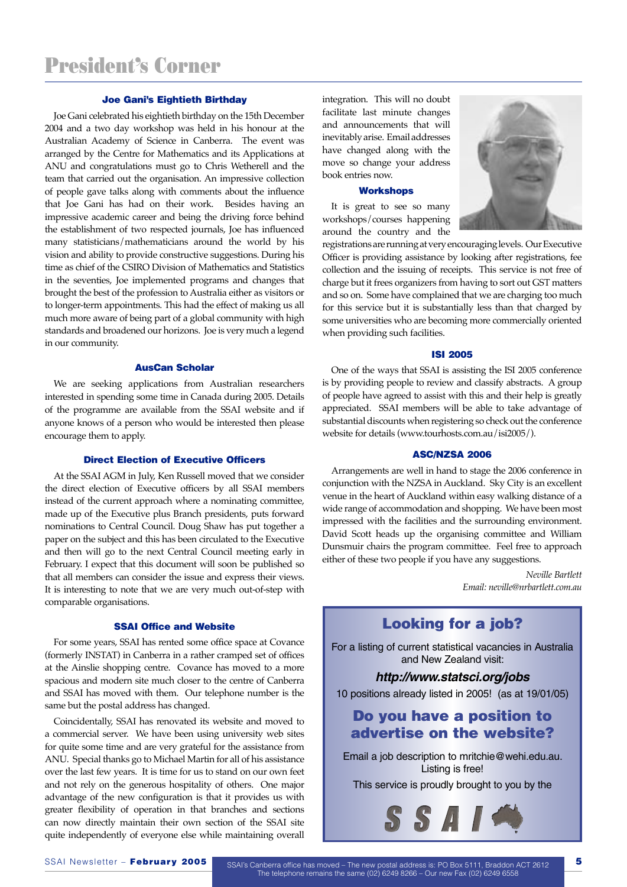# President's Corner

### Joe Gani's Eightieth Birthday

Joe Gani celebrated his eightieth birthday on the 15th December 2004 and a two day workshop was held in his honour at the Australian Academy of Science in Canberra. The event was arranged by the Centre for Mathematics and its Applications at ANU and congratulations must go to Chris Wetherell and the team that carried out the organisation. An impressive collection of people gave talks along with comments about the influence that Joe Gani has had on their work. Besides having an impressive academic career and being the driving force behind the establishment of two respected journals, Joe has influenced many statisticians/mathematicians around the world by his vision and ability to provide constructive suggestions. During his time as chief of the CSIRO Division of Mathematics and Statistics in the seventies, Joe implemented programs and changes that brought the best of the profession to Australia either as visitors or to longer-term appointments. This had the effect of making us all much more aware of being part of a global community with high standards and broadened our horizons. Joe is very much a legend in our community.

### AusCan Scholar

We are seeking applications from Australian researchers interested in spending some time in Canada during 2005. Details of the programme are available from the SSAI website and if anyone knows of a person who would be interested then please encourage them to apply.

### Direct Election of Executive Officers

At the SSAI AGM in July, Ken Russell moved that we consider the direct election of Executive officers by all SSAI members instead of the current approach where a nominating committee, made up of the Executive plus Branch presidents, puts forward nominations to Central Council. Doug Shaw has put together a paper on the subject and this has been circulated to the Executive and then will go to the next Central Council meeting early in February. I expect that this document will soon be published so that all members can consider the issue and express their views. It is interesting to note that we are very much out-of-step with comparable organisations.

### SSAI Office and Website

For some years, SSAI has rented some office space at Covance (formerly INSTAT) in Canberra in a rather cramped set of offices at the Ainslie shopping centre. Covance has moved to a more spacious and modern site much closer to the centre of Canberra and SSAI has moved with them. Our telephone number is the same but the postal address has changed.

Coincidentally, SSAI has renovated its website and moved to a commercial server. We have been using university web sites for quite some time and are very grateful for the assistance from ANU. Special thanks go to Michael Martin for all of his assistance over the last few years. It is time for us to stand on our own feet and not rely on the generous hospitality of others. One major advantage of the new configuration is that it provides us with greater flexibility of operation in that branches and sections can now directly maintain their own section of the SSAI site quite independently of everyone else while maintaining overall integration. This will no doubt facilitate last minute changes and announcements that will inevitably arise. Email addresses have changed along with the move so change your address book entries now.

### Workshops

It is great to see so many workshops/courses happening around the country and the registrations are running at very encouraging levels. Our Executive Officer is providing assistance by looking after registrations, fee collection and the issuing of receipts. This service is not free of charge but it frees organizers from having to sort out GST matters and so on. Some have complained that we are charging too much for this service but it is substantially less than that charged by some universities who are becoming more commercially oriented when providing such facilities.

### ISI 2005

One of the ways that SSAI is assisting the ISI 2005 conference is by providing people to review and classify abstracts. A group of people have agreed to assist with this and their help is greatly appreciated. SSAI members will be able to take advantage of substantial discounts when registering so check out the conference website for details (www.tourhosts.com.au/isi2005/).

### ASC/NZSA 2006

Arrangements are well in hand to stage the 2006 conference in conjunction with the NZSA in Auckland. Sky City is an excellent venue in the heart of Auckland within easy walking distance of a wide range of accommodation and shopping. We have been most impressed with the facilities and the surrounding environment. David Scott heads up the organising committee and William Dunsmuir chairs the program committee. Feel free to approach either of these two people if you have any suggestions.

*Neville Bartlett*
*Email: neville@nrbartlett.com.au*

---

## Looking for a job?

For a listing of current statistical vacancies in Australia and New Zealand visit:

***http://www.statsci.org/jobs***

10 positions already listed in 2005! (as at 19/01/05)

## Do you have a position to advertise on the website?

Email a job description to mritchie@wehi.edu.au. Listing is free!

This service is proudly brought to you by the SSAI

---

SSAI's Canberra office has moved – The new postal address is: PO Box 5111, Braddon ACT 2612
The telephone remains the same (02) 6249 8266 – Our new Fax (02) 6249 6558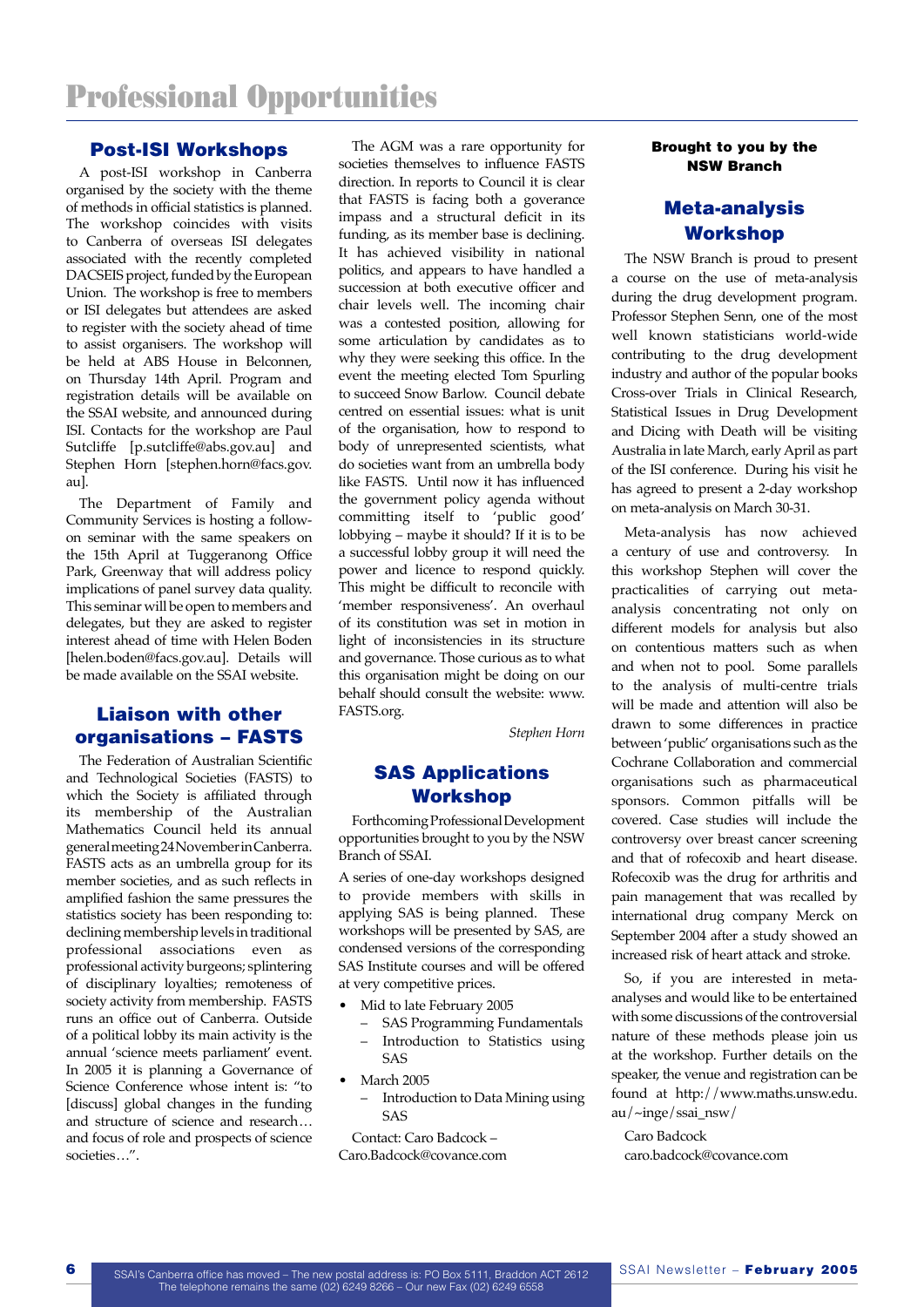# Professional Opportunities

## Post-ISI Workshops

A post-ISI workshop in Canberra organised by the society with the theme of methods in official statistics is planned. The workshop coincides with visits to Canberra of overseas ISI delegates associated with the recently completed DACSEIS project, funded by the European Union. The workshop is free to members or ISI delegates but attendees are asked to register with the society ahead of time to assist organisers. The workshop will be held at ABS House in Belconnen, on Thursday 14th April. Program and registration details will be available on the SSAI website, and announced during ISI. Contacts for the workshop are Paul Sutcliffe [p.sutcliffe@abs.gov.au] and Stephen Horn [stephen.horn@facs.gov.au].

The Department of Family and Community Services is hosting a follow-on seminar with the same speakers on the 15th April at Tuggeranong Office Park, Greenway that will address policy implications of panel survey data quality. This seminar will be open to members and delegates, but they are asked to register interest ahead of time with Helen Boden [helen.boden@facs.gov.au]. Details will be made available on the SSAI website.

## Liaison with other organisations – FASTS

The Federation of Australian Scientific and Technological Societies (FASTS) to which the Society is affiliated through its membership of the Australian Mathematics Council held its annual general meeting 24 November in Canberra. FASTS acts as an umbrella group for its member societies, and as such reflects in amplified fashion the same pressures the statistics society has been responding to: declining membership levels in traditional professional associations even as professional activity burgeons; splintering of disciplinary loyalties; remoteness of society activity from membership. FASTS runs an office out of Canberra. Outside of a political lobby its main activity is the annual 'science meets parliament' event. In 2005 it is planning a Governance of Science Conference whose intent is: "to [discuss] global changes in the funding and structure of science and research… and focus of role and prospects of science societies…".

The AGM was a rare opportunity for societies themselves to influence FASTS direction. In reports to Council it is clear that FASTS is facing both a goverance impass and a structural deficit in its funding, as its member base is declining. It has achieved visibility in national politics, and appears to have handled a succession at both executive officer and chair levels well. The incoming chair was a contested position, allowing for some articulation by candidates as to why they were seeking this office. In the event the meeting elected Tom Spurling to succeed Snow Barlow. Council debate centred on essential issues: what is unit of the organisation, how to respond to body of unrepresented scientists, what do societies want from an umbrella body like FASTS. Until now it has influenced the government policy agenda without committing itself to 'public good' lobbying – maybe it should? If it is to be a successful lobby group it will need the power and licence to respond quickly. This might be difficult to reconcile with 'member responsiveness'. An overhaul of its constitution was set in motion in light of inconsistencies in its structure and governance. Those curious as to what this organisation might be doing on our behalf should consult the website: www.FASTS.org.

*Stephen Horn*

## SAS Applications Workshop

Forthcoming Professional Development opportunities brought to you by the NSW Branch of SSAI.

A series of one-day workshops designed to provide members with skills in applying SAS is being planned. These workshops will be presented by SAS, are condensed versions of the corresponding SAS Institute courses and will be offered at very competitive prices.

- Mid to late February 2005
  - SAS Programming Fundamentals
  - Introduction to Statistics using SAS
- March 2005
  - Introduction to Data Mining using SAS

Contact: Caro Badcock – Caro.Badcock@covance.com

**Brought to you by the NSW Branch**

## Meta-analysis Workshop

The NSW Branch is proud to present a course on the use of meta-analysis during the drug development program. Professor Stephen Senn, one of the most well known statisticians world-wide contributing to the drug development industry and author of the popular books Cross-over Trials in Clinical Research, Statistical Issues in Drug Development and Dicing with Death will be visiting Australia in late March, early April as part of the ISI conference. During his visit he has agreed to present a 2-day workshop on meta-analysis on March 30-31.

Meta-analysis has now achieved a century of use and controversy. In this workshop Stephen will cover the practicalities of carrying out meta-analysis concentrating not only on different models for analysis but also on contentious matters such as when and when not to pool. Some parallels to the analysis of multi-centre trials will be made and attention will also be drawn to some differences in practice between 'public' organisations such as the Cochrane Collaboration and commercial organisations such as pharmaceutical sponsors. Common pitfalls will be covered. Case studies will include the controversy over breast cancer screening and that of rofecoxib and heart disease. Rofecoxib was the drug for arthritis and pain management that was recalled by international drug company Merck on September 2004 after a study showed an increased risk of heart attack and stroke.

So, if you are interested in meta-analyses and would like to be entertained with some discussions of the controversial nature of these methods please join us at the workshop. Further details on the speaker, the venue and registration can be found at http://www.maths.unsw.edu.au/~inge/ssai_nsw/

Caro Badcock
caro.badcock@covance.com

SSAI's Canberra office has moved – The new postal address is: PO Box 5111, Braddon ACT 2612
The telephone remains the same (02) 6249 8266 – Our new Fax (02) 6249 6558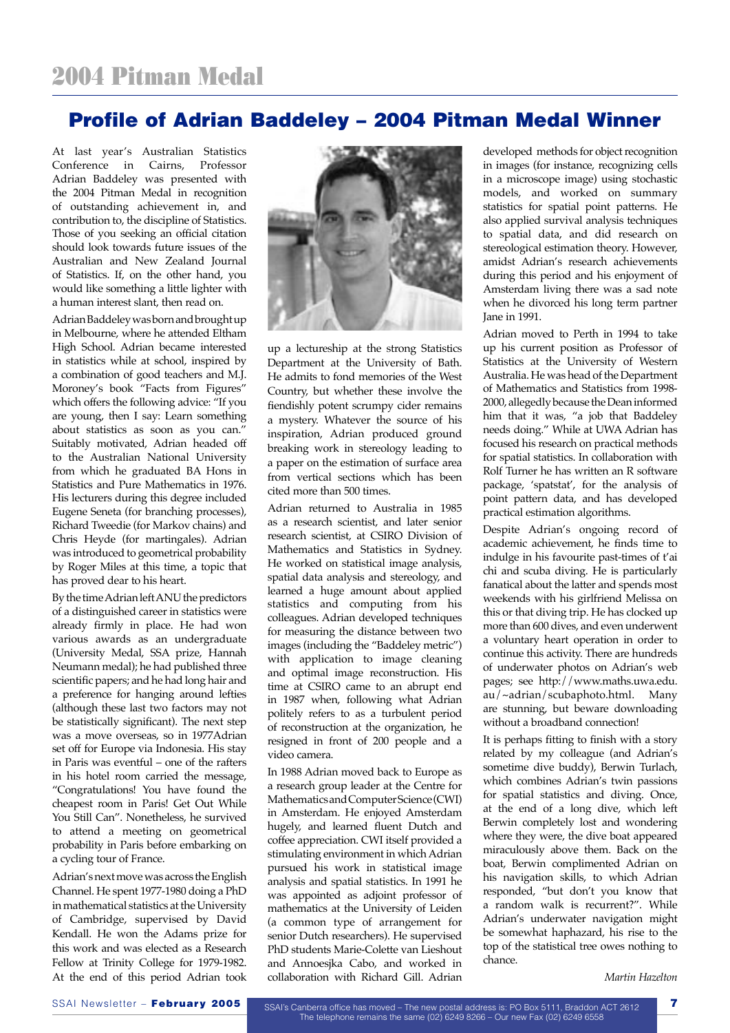# 2004 Pitman Medal

## Profile of Adrian Baddeley – 2004 Pitman Medal Winner

At last year's Australian Statistics Conference in Cairns, Professor Adrian Baddeley was presented with the 2004 Pitman Medal in recognition of outstanding achievement in, and contribution to, the discipline of Statistics. Those of you seeking an official citation should look towards future issues of the Australian and New Zealand Journal of Statistics. If, on the other hand, you would like something a little lighter with a human interest slant, then read on.

Adrian Baddeley was born and brought up in Melbourne, where he attended Eltham High School. Adrian became interested in statistics while at school, inspired by a combination of good teachers and M.J. Moroney's book "Facts from Figures" which offers the following advice: "If you are young, then I say: Learn something about statistics as soon as you can." Suitably motivated, Adrian headed off to the Australian National University from which he graduated BA Hons in Statistics and Pure Mathematics in 1976. His lecturers during this degree included Eugene Seneta (for branching processes), Richard Tweedie (for Markov chains) and Chris Heyde (for martingales). Adrian was introduced to geometrical probability by Roger Miles at this time, a topic that has proved dear to his heart.

By the time Adrian left ANU the predictors of a distinguished career in statistics were already firmly in place. He had won various awards as an undergraduate (University Medal, SSA prize, Hannah Neumann medal); he had published three scientific papers; and he had long hair and a preference for hanging around lefties (although these last two factors may not be statistically significant). The next step was a move overseas, so in 1977Adrian set off for Europe via Indonesia. His stay in Paris was eventful – one of the rafters in his hotel room carried the message, "Congratulations! You have found the cheapest room in Paris! Get Out While You Still Can". Nonetheless, he survived to attend a meeting on geometrical probability in Paris before embarking on a cycling tour of France.

Adrian's next move was across the English Channel. He spent 1977-1980 doing a PhD in mathematical statistics at the University of Cambridge, supervised by David Kendall. He won the Adams prize for this work and was elected as a Research Fellow at Trinity College for 1979-1982. At the end of this period Adrian took up a lectureship at the strong Statistics Department at the University of Bath. He admits to fond memories of the West Country, but whether these involve the fiendishly potent scrumpy cider remains a mystery. Whatever the source of his inspiration, Adrian produced ground breaking work in stereology leading to a paper on the estimation of surface area from vertical sections which has been cited more than 500 times.

Adrian returned to Australia in 1985 as a research scientist, and later senior research scientist, at CSIRO Division of Mathematics and Statistics in Sydney. He worked on statistical image analysis, spatial data analysis and stereology, and learned a huge amount about applied statistics and computing from his colleagues. Adrian developed techniques for measuring the distance between two images (including the "Baddeley metric") with application to image cleaning and optimal image reconstruction. His time at CSIRO came to an abrupt end in 1987 when, following what Adrian politely refers to as a turbulent period of reconstruction at the organization, he resigned in front of 200 people and a video camera.

In 1988 Adrian moved back to Europe as a research group leader at the Centre for Mathematics and Computer Science (CWI) in Amsterdam. He enjoyed Amsterdam hugely, and learned fluent Dutch and coffee appreciation. CWI itself provided a stimulating environment in which Adrian pursued his work in statistical image analysis and spatial statistics. In 1991 he was appointed as adjoint professor of mathematics at the University of Leiden (a common type of arrangement for senior Dutch researchers). He supervised PhD students Marie-Colette van Lieshout and Annoesjka Cabo, and worked in collaboration with Richard Gill. Adrian developed methods for object recognition in images (for instance, recognizing cells in a microscope image) using stochastic models, and worked on summary statistics for spatial point patterns. He also applied survival analysis techniques to spatial data, and did research on stereological estimation theory. However, amidst Adrian's research achievements during this period and his enjoyment of Amsterdam living there was a sad note when he divorced his long term partner Jane in 1991.

Adrian moved to Perth in 1994 to take up his current position as Professor of Statistics at the University of Western Australia. He was head of the Department of Mathematics and Statistics from 1998-2000, allegedly because the Dean informed him that it was, "a job that Baddeley needs doing." While at UWA Adrian has focused his research on practical methods for spatial statistics. In collaboration with Rolf Turner he has written an R software package, 'spatstat', for the analysis of point pattern data, and has developed practical estimation algorithms.

Despite Adrian's ongoing record of academic achievement, he finds time to indulge in his favourite past-times of t'ai chi and scuba diving. He is particularly fanatical about the latter and spends most weekends with his girlfriend Melissa on this or that diving trip. He has clocked up more than 600 dives, and even underwent a voluntary heart operation in order to continue this activity. There are hundreds of underwater photos on Adrian's web pages; see http://www.maths.uwa.edu.au/~adrian/scubaphoto.html. Many are stunning, but beware downloading without a broadband connection!

It is perhaps fitting to finish with a story related by my colleague (and Adrian's sometime dive buddy), Berwin Turlach, which combines Adrian's twin passions for spatial statistics and diving. Once, at the end of a long dive, which left Berwin completely lost and wondering where they were, the dive boat appeared miraculously above them. Back on the boat, Berwin complimented Adrian on his navigation skills, to which Adrian responded, "but don't you know that a random walk is recurrent?". While Adrian's underwater navigation might be somewhat haphazard, his rise to the top of the statistical tree owes nothing to chance.

*Martin Hazelton*

SSAI's Canberra office has moved – The new postal address is: PO Box 5111, Braddon ACT 2612
The telephone remains the same (02) 6249 8266 – Our new Fax (02) 6249 6558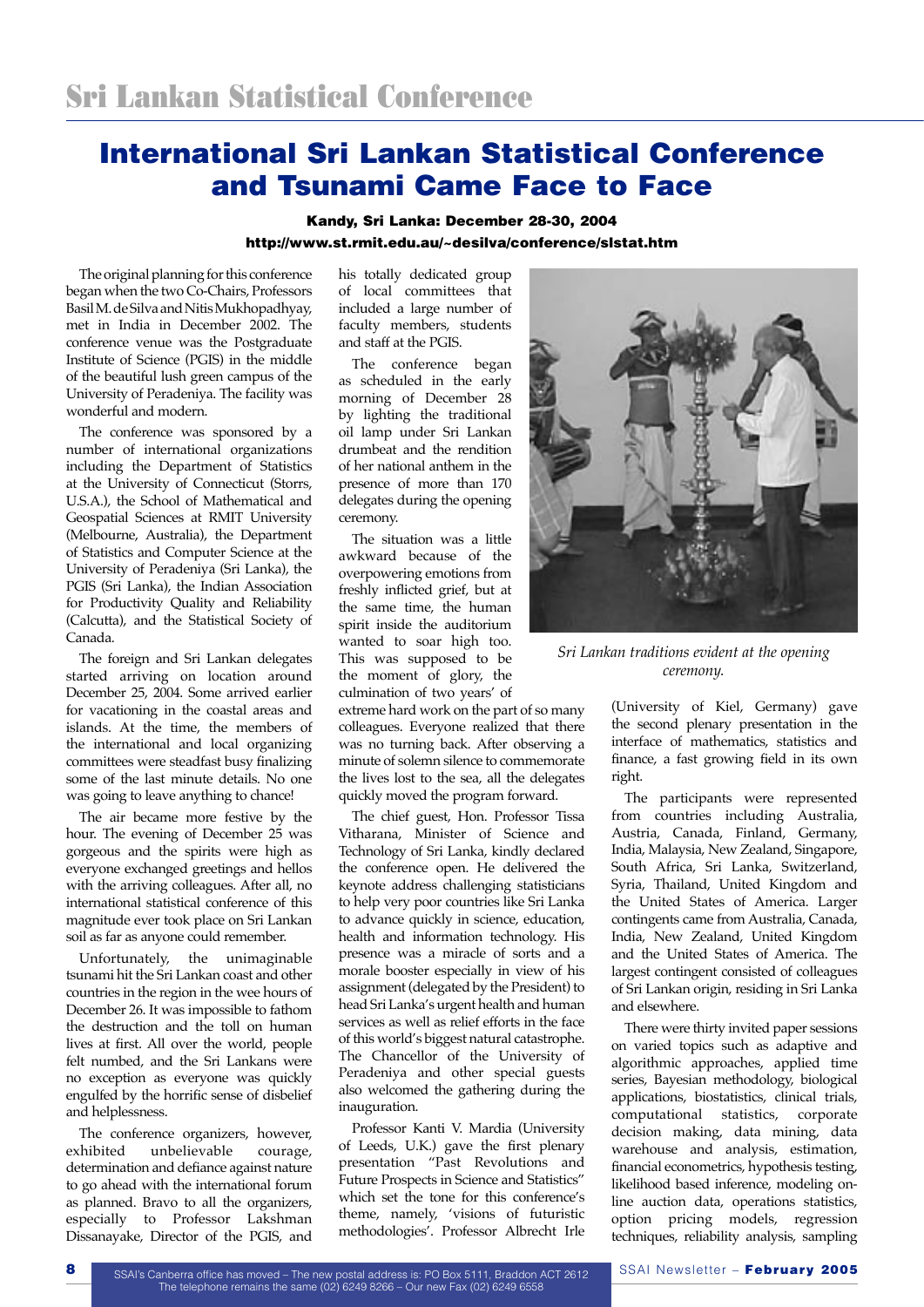# International Sri Lankan Statistical Conference and Tsunami Came Face to Face

**Kandy, Sri Lanka: December 28-30, 2004**

**http://www.st.rmit.edu.au/~desilva/conference/slstat.htm**

The original planning for this conference began when the two Co-Chairs, Professors Basil M. de Silva and Nitis Mukhopadhyay, met in India in December 2002. The conference venue was the Postgraduate Institute of Science (PGIS) in the middle of the beautiful lush green campus of the University of Peradeniya. The facility was wonderful and modern.

The conference was sponsored by a number of international organizations including the Department of Statistics at the University of Connecticut (Storrs, U.S.A.), the School of Mathematical and Geospatial Sciences at RMIT University (Melbourne, Australia), the Department of Statistics and Computer Science at the University of Peradeniya (Sri Lanka), the PGIS (Sri Lanka), the Indian Association for Productivity Quality and Reliability (Calcutta), and the Statistical Society of Canada.

The foreign and Sri Lankan delegates started arriving on location around December 25, 2004. Some arrived earlier for vacationing in the coastal areas and islands. At the time, the members of the international and local organizing committees were steadfast busy finalizing some of the last minute details. No one was going to leave anything to chance!

The air became more festive by the hour. The evening of December 25 was gorgeous and the spirits were high as everyone exchanged greetings and hellos with the arriving colleagues. After all, no international statistical conference of this magnitude ever took place on Sri Lankan soil as far as anyone could remember.

Unfortunately, the unimaginable tsunami hit the Sri Lankan coast and other countries in the region in the wee hours of December 26. It was impossible to fathom the destruction and the toll on human lives at first. All over the world, people felt numbed, and the Sri Lankans were no exception as everyone was quickly engulfed by the horrific sense of disbelief and helplessness.

The conference organizers, however, exhibited unbelievable courage, determination and defiance against nature to go ahead with the international forum as planned. Bravo to all the organizers, especially to Professor Lakshman Dissanayake, Director of the PGIS, and his totally dedicated group of local committees that included a large number of faculty members, students and staff at the PGIS.

The conference began as scheduled in the early morning of December 28 by lighting the traditional oil lamp under Sri Lankan drumbeat and the rendition of her national anthem in the presence of more than 170 delegates during the opening ceremony.

The situation was a little awkward because of the overpowering emotions from freshly inflicted grief, but at the same time, the human spirit inside the auditorium wanted to soar high too. This was supposed to be the moment of glory, the culmination of two years' of extreme hard work on the part of so many colleagues. Everyone realized that there was no turning back. After observing a minute of solemn silence to commemorate the lives lost to the sea, all the delegates quickly moved the program forward.

*Sri Lankan traditions evident at the opening ceremony.*

The chief guest, Hon. Professor Tissa Vitharana, Minister of Science and Technology of Sri Lanka, kindly declared the conference open. He delivered the keynote address challenging statisticians to help very poor countries like Sri Lanka to advance quickly in science, education, health and information technology. His presence was a miracle of sorts and a morale booster especially in view of his assignment (delegated by the President) to head Sri Lanka's urgent health and human services as well as relief efforts in the face of this world's biggest natural catastrophe. The Chancellor of the University of Peradeniya and other special guests also welcomed the gathering during the inauguration.

Professor Kanti V. Mardia (University of Leeds, U.K.) gave the first plenary presentation "Past Revolutions and Future Prospects in Science and Statistics" which set the tone for this conference's theme, namely, 'visions of futuristic methodologies'. Professor Albrecht Irle (University of Kiel, Germany) gave the second plenary presentation in the interface of mathematics, statistics and finance, a fast growing field in its own right.

The participants were represented from countries including Australia, Austria, Canada, Finland, Germany, India, Malaysia, New Zealand, Singapore, South Africa, Sri Lanka, Switzerland, Syria, Thailand, United Kingdom and the United States of America. Larger contingents came from Australia, Canada, India, New Zealand, United Kingdom and the United States of America. The largest contingent consisted of colleagues of Sri Lankan origin, residing in Sri Lanka and elsewhere.

There were thirty invited paper sessions on varied topics such as adaptive and algorithmic approaches, applied time series, Bayesian methodology, biological applications, biostatistics, clinical trials, computational statistics, corporate decision making, data mining, data warehouse and analysis, estimation, financial econometrics, hypothesis testing, likelihood based inference, modeling on-line auction data, operations statistics, option pricing models, regression techniques, reliability analysis, sampling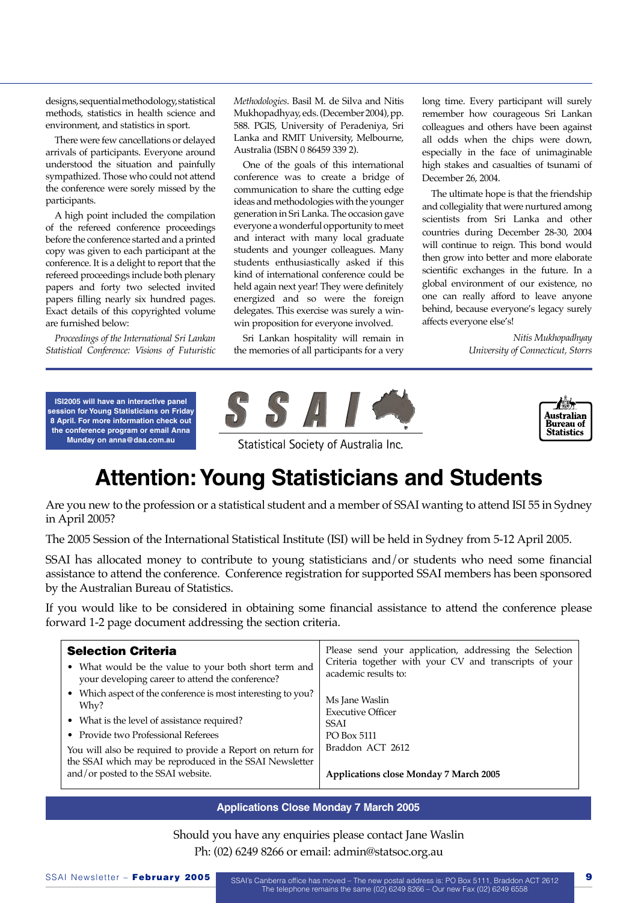designs, sequential methodology, statistical methods, statistics in health science and environment, and statistics in sport.

There were few cancellations or delayed arrivals of participants. Everyone around understood the situation and painfully sympathized. Those who could not attend the conference were sorely missed by the participants.

A high point included the compilation of the refereed conference proceedings before the conference started and a printed copy was given to each participant at the conference. It is a delight to report that the refereed proceedings include both plenary papers and forty two selected invited papers filling nearly six hundred pages. Exact details of this copyrighted volume are furnished below:

*Proceedings of the International Sri Lankan Statistical Conference: Visions of Futuristic Methodologies*. Basil M. de Silva and Nitis Mukhopadhyay, eds. (December 2004), pp. 588. PGIS, University of Peradeniya, Sri Lanka and RMIT University, Melbourne, Australia (ISBN 0 86459 339 2).

One of the goals of this international conference was to create a bridge of communication to share the cutting edge ideas and methodologies with the younger generation in Sri Lanka. The occasion gave everyone a wonderful opportunity to meet and interact with many local graduate students and younger colleagues. Many students enthusiastically asked if this kind of international conference could be held again next year! They were definitely energized and so were the foreign delegates. This exercise was surely a win-win proposition for everyone involved.

Sri Lankan hospitality will remain in the memories of all participants for a very long time. Every participant will surely remember how courageous Sri Lankan colleagues and others have been against all odds when the chips were down, especially in the face of unimaginable high stakes and casualties of tsunami of December 26, 2004.

The ultimate hope is that the friendship and collegiality that were nurtured among scientists from Sri Lanka and other countries during December 28-30, 2004 will continue to reign. This bond would then grow into better and more elaborate scientific exchanges in the future. In a global environment of our existence, no one can really afford to leave anyone behind, because everyone's legacy surely affects everyone else's!

*Nitis Mukhopadhyay*
*University of Connecticut, Storrs*

---

**ISI2005 will have an interactive panel session for Young Statisticians on Friday 8 April. For more information check out the conference program or email Anna Munday on anna@daa.com.au**

SSAI — Statistical Society of Australia Inc.

Australian Bureau of Statistics

# Attention: Young Statisticians and Students

Are you new to the profession or a statistical student and a member of SSAI wanting to attend ISI 55 in Sydney in April 2005?

The 2005 Session of the International Statistical Institute (ISI) will be held in Sydney from 5-12 April 2005.

SSAI has allocated money to contribute to young statisticians and/or students who need some financial assistance to attend the conference. Conference registration for supported SSAI members has been sponsored by the Australian Bureau of Statistics.

If you would like to be considered in obtaining some financial assistance to attend the conference please forward 1-2 page document addressing the section criteria.

### Selection Criteria

- What would be the value to your both short term and your developing career to attend the conference?
- Which aspect of the conference is most interesting to you? Why?
- What is the level of assistance required?
- Provide two Professional Referees

You will also be required to provide a Report on return for the SSAI which may be reproduced in the SSAI Newsletter and/or posted to the SSAI website.

Please send your application, addressing the Selection Criteria together with your CV and transcripts of your academic results to:

Ms Jane Waslin
Executive Officer
SSAI
PO Box 5111
Braddon ACT 2612

**Applications close Monday 7 March 2005**

**Applications Close Monday 7 March 2005**

Should you have any enquiries please contact Jane Waslin
Ph: (02) 6249 8266 or email: admin@statsoc.org.au

SSAI's Canberra office has moved – The new postal address is: PO Box 5111, Braddon ACT 2612
The telephone remains the same (02) 6249 8266 – Our new Fax (02) 6249 6558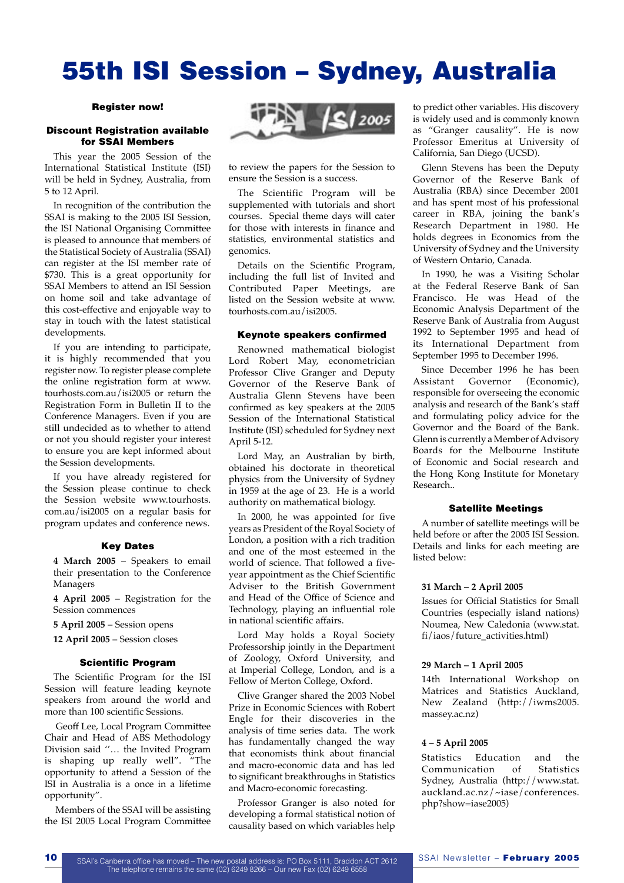# 55th ISI Session – Sydney, Australia

#### Register now!

#### Discount Registration available for SSAI Members

This year the 2005 Session of the International Statistical Institute (ISI) will be held in Sydney, Australia, from 5 to 12 April.

In recognition of the contribution the SSAI is making to the 2005 ISI Session, the ISI National Organising Committee is pleased to announce that members of the Statistical Society of Australia (SSAI) can register at the ISI member rate of $730. This is a great opportunity for SSAI Members to attend an ISI Session on home soil and take advantage of this cost-effective and enjoyable way to stay in touch with the latest statistical developments.

If you are intending to participate, it is highly recommended that you register now. To register please complete the online registration form at www.tourhosts.com.au/isi2005 or return the Registration Form in Bulletin II to the Conference Managers. Even if you are still undecided as to whether to attend or not you should register your interest to ensure you are kept informed about the Session developments.

If you have already registered for the Session please continue to check the Session website www.tourhosts.com.au/isi2005 on a regular basis for program updates and conference news.

#### Key Dates

**4 March 2005** – Speakers to email their presentation to the Conference Managers

**4 April 2005** – Registration for the Session commences

**5 April 2005** – Session opens

**12 April 2005** – Session closes

#### Scientific Program

The Scientific Program for the ISI Session will feature leading keynote speakers from around the world and more than 100 scientific Sessions.

Geoff Lee, Local Program Committee Chair and Head of ABS Methodology Division said ''… the Invited Program is shaping up really well". "The opportunity to attend a Session of the ISI in Australia is a once in a lifetime opportunity".

Members of the SSAI will be assisting the ISI 2005 Local Program Committee to review the papers for the Session to ensure the Session is a success.

The Scientific Program will be supplemented with tutorials and short courses. Special theme days will cater for those with interests in finance and statistics, environmental statistics and genomics.

Details on the Scientific Program, including the full list of Invited and Contributed Paper Meetings, are listed on the Session website at www.tourhosts.com.au/isi2005.

#### Keynote speakers confirmed

Renowned mathematical biologist Lord Robert May, econometrician Professor Clive Granger and Deputy Governor of the Reserve Bank of Australia Glenn Stevens have been confirmed as key speakers at the 2005 Session of the International Statistical Institute (ISI) scheduled for Sydney next April 5-12.

Lord May, an Australian by birth, obtained his doctorate in theoretical physics from the University of Sydney in 1959 at the age of 23. He is a world authority on mathematical biology.

In 2000, he was appointed for five years as President of the Royal Society of London, a position with a rich tradition and one of the most esteemed in the world of science. That followed a five-year appointment as the Chief Scientific Adviser to the British Government and Head of the Office of Science and Technology, playing an influential role in national scientific affairs.

Lord May holds a Royal Society Professorship jointly in the Department of Zoology, Oxford University, and at Imperial College, London, and is a Fellow of Merton College, Oxford.

Clive Granger shared the 2003 Nobel Prize in Economic Sciences with Robert Engle for their discoveries in the analysis of time series data. The work has fundamentally changed the way that economists think about financial and macro-economic data and has led to significant breakthroughs in Statistics and Macro-economic forecasting.

Professor Granger is also noted for developing a formal statistical notion of causality based on which variables help to predict other variables. His discovery is widely used and is commonly known as "Granger causality". He is now Professor Emeritus at University of California, San Diego (UCSD).

Glenn Stevens has been the Deputy Governor of the Reserve Bank of Australia (RBA) since December 2001 and has spent most of his professional career in RBA, joining the bank's Research Department in 1980. He holds degrees in Economics from the University of Sydney and the University of Western Ontario, Canada.

In 1990, he was a Visiting Scholar at the Federal Reserve Bank of San Francisco. He was Head of the Economic Analysis Department of the Reserve Bank of Australia from August 1992 to September 1995 and head of its International Department from September 1995 to December 1996.

Since December 1996 he has been Assistant Governor (Economic), responsible for overseeing the economic analysis and research of the Bank's staff and formulating policy advice for the Governor and the Board of the Bank. Glenn is currently a Member of Advisory Boards for the Melbourne Institute of Economic and Social research and the Hong Kong Institute for Monetary Research..

#### Satellite Meetings

A number of satellite meetings will be held before or after the 2005 ISI Session. Details and links for each meeting are listed below:

**31 March – 2 April 2005**

Issues for Official Statistics for Small Countries (especially island nations) Noumea, New Caledonia (www.stat.fi/iaos/future_activities.html)

**29 March – 1 April 2005**

14th International Workshop on Matrices and Statistics Auckland, New Zealand (http://iwms2005.massey.ac.nz)

**4 – 5 April 2005**

Statistics Education and the Communication of Statistics Sydney, Australia (http://www.stat.auckland.ac.nz/~iase/conferences.php?show=iase2005)

SSAI's Canberra office has moved – The new postal address is: PO Box 5111, Braddon ACT 2612
The telephone remains the same (02) 6249 8266 – Our new Fax (02) 6249 6558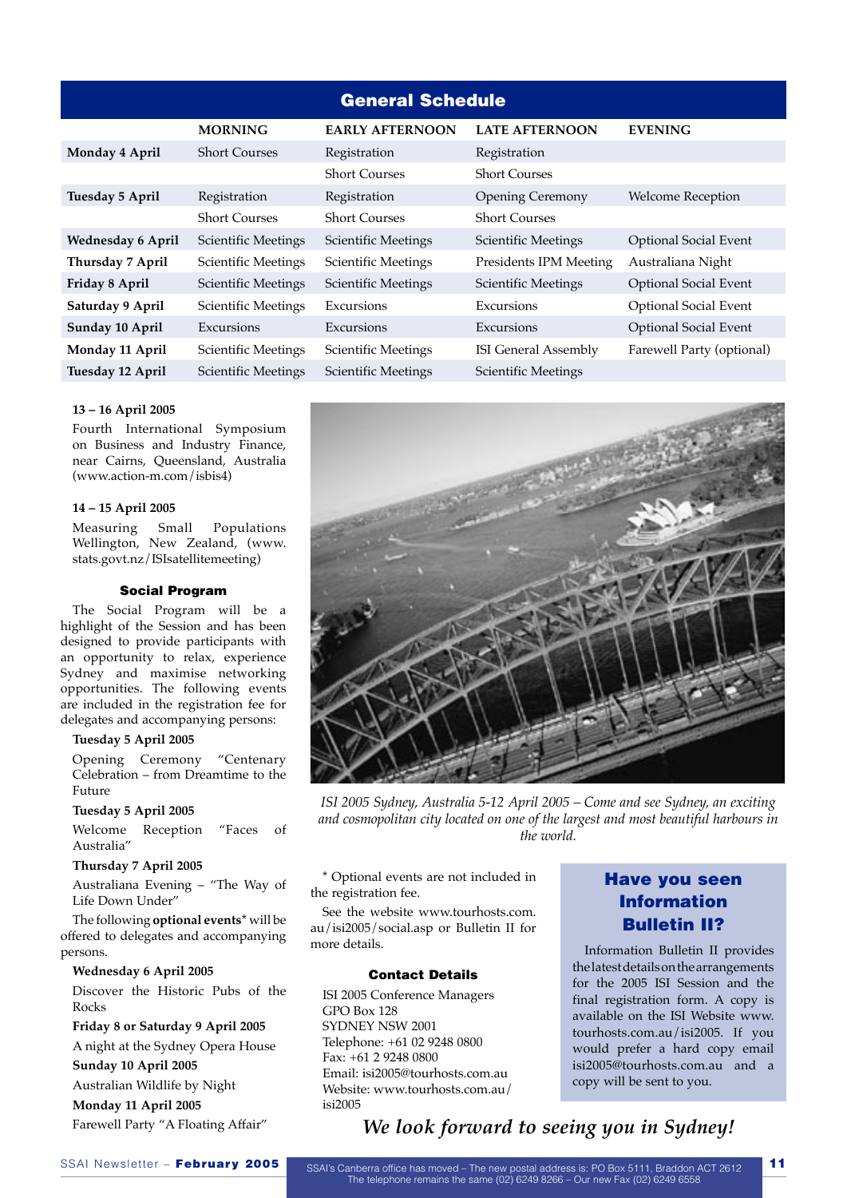## General Schedule

| | MORNING | EARLY AFTERNOON | LATE AFTERNOON | EVENING |
|---|---|---|---|---|
| **Monday 4 April** | Short Courses | Registration | Registration | |
| | | Short Courses | Short Courses | |
| **Tuesday 5 April** | Registration | Registration | Opening Ceremony | Welcome Reception |
| | Short Courses | Short Courses | Short Courses | |
| **Wednesday 6 April** | Scientific Meetings | Scientific Meetings | Scientific Meetings | Optional Social Event |
| **Thursday 7 April** | Scientific Meetings | Scientific Meetings | Presidents IPM Meeting | Australiana Night |
| **Friday 8 April** | Scientific Meetings | Scientific Meetings | Scientific Meetings | Optional Social Event |
| **Saturday 9 April** | Scientific Meetings | Excursions | Excursions | Optional Social Event |
| **Sunday 10 April** | Excursions | Excursions | Excursions | Optional Social Event |
| **Monday 11 April** | Scientific Meetings | Scientific Meetings | ISI General Assembly | Farewell Party (optional) |
| **Tuesday 12 April** | Scientific Meetings | Scientific Meetings | Scientific Meetings | |

**13 – 16 April 2005**

Fourth International Symposium on Business and Industry Finance, near Cairns, Queensland, Australia (www.action-m.com/isbis4)

**14 – 15 April 2005**

Measuring Small Populations Wellington, New Zealand, (www.stats.govt.nz/ISIsatellitemeeting)

### Social Program

The Social Program will be a highlight of the Session and has been designed to provide participants with an opportunity to relax, experience Sydney and maximise networking opportunities. The following events are included in the registration fee for delegates and accompanying persons:

**Tuesday 5 April 2005**

Opening Ceremony "Centenary Celebration – from Dreamtime to the Future

**Tuesday 5 April 2005**

Welcome Reception "Faces of Australia"

**Thursday 7 April 2005**

Australiana Evening – "The Way of Life Down Under"

The following **optional events*** will be offered to delegates and accompanying persons.

**Wednesday 6 April 2005**

Discover the Historic Pubs of the Rocks

**Friday 8 or Saturday 9 April 2005**

A night at the Sydney Opera House

**Sunday 10 April 2005**

Australian Wildlife by Night

**Monday 11 April 2005**

Farewell Party "A Floating Affair"

*ISI 2005 Sydney, Australia 5-12 April 2005 – Come and see Sydney, an exciting and cosmopolitan city located on one of the largest and most beautiful harbours in the world.*

* Optional events are not included in the registration fee.

See the website www.tourhosts.com.au/isi2005/social.asp or Bulletin II for more details.

### Contact Details

ISI 2005 Conference Managers
GPO Box 128
SYDNEY NSW 2001
Telephone: +61 02 9248 0800
Fax: +61 2 9248 0800
Email: isi2005@tourhosts.com.au
Website: www.tourhosts.com.au/isi2005

### Have you seen Information Bulletin II?

Information Bulletin II provides the latest details on the arrangements for the 2005 ISI Session and the final registration form. A copy is available on the ISI Website www.tourhosts.com.au/isi2005. If you would prefer a hard copy email isi2005@tourhosts.com.au and a copy will be sent to you.

*We look forward to seeing you in Sydney!*

SSAI's Canberra office has moved – The new postal address is: PO Box 5111, Braddon ACT 2612
The telephone remains the same (02) 6249 8266 – Our new Fax (02) 6249 6558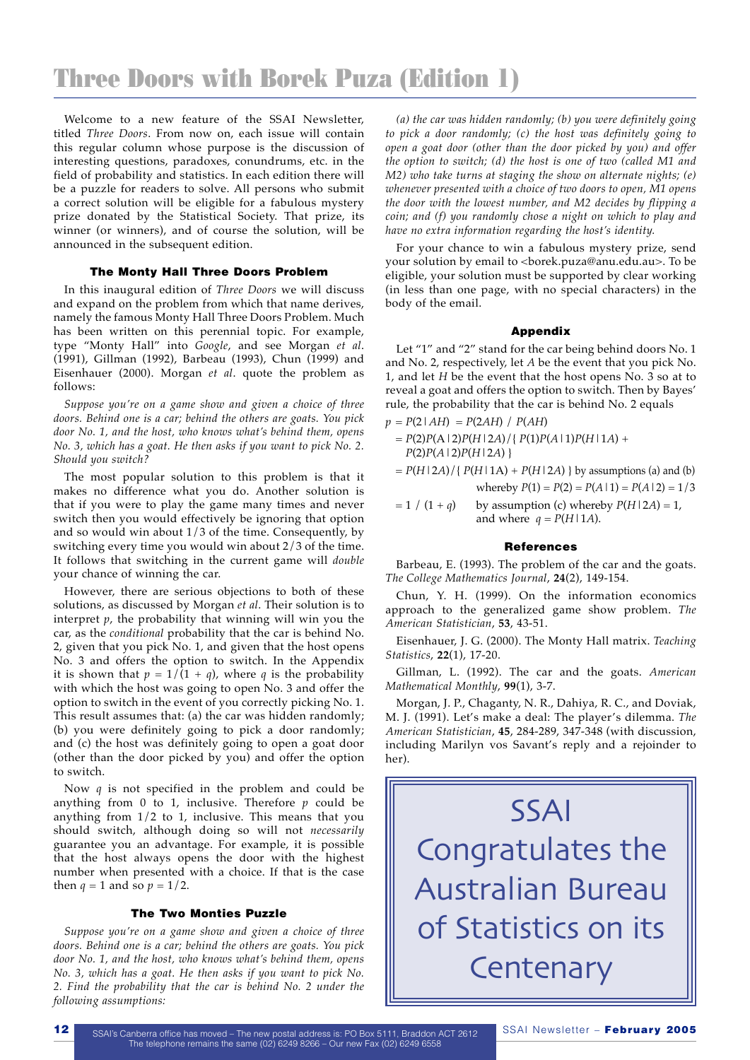# Three Doors with Borek Puza (Edition 1)

Welcome to a new feature of the SSAI Newsletter, titled *Three Doors*. From now on, each issue will contain this regular column whose purpose is the discussion of interesting questions, paradoxes, conundrums, etc. in the field of probability and statistics. In each edition there will be a puzzle for readers to solve. All persons who submit a correct solution will be eligible for a fabulous mystery prize donated by the Statistical Society. That prize, its winner (or winners), and of course the solution, will be announced in the subsequent edition.

### The Monty Hall Three Doors Problem

In this inaugural edition of *Three Doors* we will discuss and expand on the problem from which that name derives, namely the famous Monty Hall Three Doors Problem. Much has been written on this perennial topic. For example, type "Monty Hall" into *Google*, and see Morgan *et al*. (1991), Gillman (1992), Barbeau (1993), Chun (1999) and Eisenhauer (2000). Morgan *et al*. quote the problem as follows:

*Suppose you're on a game show and given a choice of three doors. Behind one is a car; behind the others are goats. You pick door No. 1, and the host, who knows what's behind them, opens No. 3, which has a goat. He then asks if you want to pick No. 2. Should you switch?*

The most popular solution to this problem is that it makes no difference what you do. Another solution is that if you were to play the game many times and never switch then you would effectively be ignoring that option and so would win about 1/3 of the time. Consequently, by switching every time you would win about 2/3 of the time. It follows that switching in the current game will *double* your chance of winning the car.

However, there are serious objections to both of these solutions, as discussed by Morgan *et al*. Their solution is to interpret $p$, the probability that winning will win you the car, as the *conditional* probability that the car is behind No. 2, given that you pick No. 1, and given that the host opens No. 3 and offers the option to switch. In the Appendix it is shown that $p = 1/(1 + q)$, where $q$ is the probability with which the host was going to open No. 3 and offer the option to switch in the event of you correctly picking No. 1. This result assumes that: (a) the car was hidden randomly; (b) you were definitely going to pick a door randomly; and (c) the host was definitely going to open a goat door (other than the door picked by you) and offer the option to switch.

Now $q$ is not specified in the problem and could be anything from 0 to 1, inclusive. Therefore $p$ could be anything from 1/2 to 1, inclusive. This means that you should switch, although doing so will not *necessarily* guarantee you an advantage. For example, it is possible that the host always opens the door with the highest number when presented with a choice. If that is the case then $q = 1$ and so $p = 1/2$.

### The Two Monties Puzzle

*Suppose you're on a game show and given a choice of three doors. Behind one is a car; behind the others are goats. You pick door No. 1, and the host, who knows what's behind them, opens No. 3, which has a goat. He then asks if you want to pick No. 2. Find the probability that the car is behind No. 2 under the following assumptions:*

*(a) the car was hidden randomly; (b) you were definitely going to pick a door randomly; (c) the host was definitely going to open a goat door (other than the door picked by you) and offer the option to switch; (d) the host is one of two (called M1 and M2) who take turns at staging the show on alternate nights; (e) whenever presented with a choice of two doors to open, M1 opens the door with the lowest number, and M2 decides by flipping a coin; and (f) you randomly chose a night on which to play and have no extra information regarding the host's identity.*

For your chance to win a fabulous mystery prize, send your solution by email to <borek.puza@anu.edu.au>. To be eligible, your solution must be supported by clear working (in less than one page, with no special characters) in the body of the email.

### Appendix

Let "1" and "2" stand for the car being behind doors No. 1 and No. 2, respectively, let $A$ be the event that you pick No. 1, and let $H$ be the event that the host opens No. 3 so at to reveal a goat and offers the option to switch. Then by Bayes' rule, the probability that the car is behind No. 2 equals

$p = P(2 \mid AH) = P(2AH) \,/\, P(AH)$

$= P(2)P(A \mid 2)P(H \mid 2A) / \{ P(1)P(A \mid 1)P(H \mid 1A) + P(2)P(A \mid 2)P(H \mid 2A) \}$

$= P(H \mid 2A) / \{ P(H \mid 1A) + P(H \mid 2A) \}$ by assumptions (a) and (b) whereby $P(1) = P(2) = P(A \mid 1) = P(A \mid 2) = 1/3$

$= 1 \,/\, (1 + q)$ by assumption (c) whereby $P(H \mid 2A) = 1$, and where $q = P(H \mid 1A)$.

### References

Barbeau, E. (1993). The problem of the car and the goats. *The College Mathematics Journal*, **24**(2), 149-154.

Chun, Y. H. (1999). On the information economics approach to the generalized game show problem. *The American Statistician*, **53**, 43-51.

Eisenhauer, J. G. (2000). The Monty Hall matrix. *Teaching Statistics*, **22**(1), 17-20.

Gillman, L. (1992). The car and the goats. *American Mathematical Monthly*, **99**(1), 3-7.

Morgan, J. P., Chaganty, N. R., Dahiya, R. C., and Doviak, M. J. (1991). Let's make a deal: The player's dilemma. *The American Statistician*, **45**, 284-289, 347-348 (with discussion, including Marilyn vos Savant's reply and a rejoinder to her).

SSAI Congratulates the Australian Bureau of Statistics on its Centenary

SSAI's Canberra office has moved – The new postal address is: PO Box 5111, Braddon ACT 2612
The telephone remains the same (02) 6249 8266 – Our new Fax (02) 6249 6558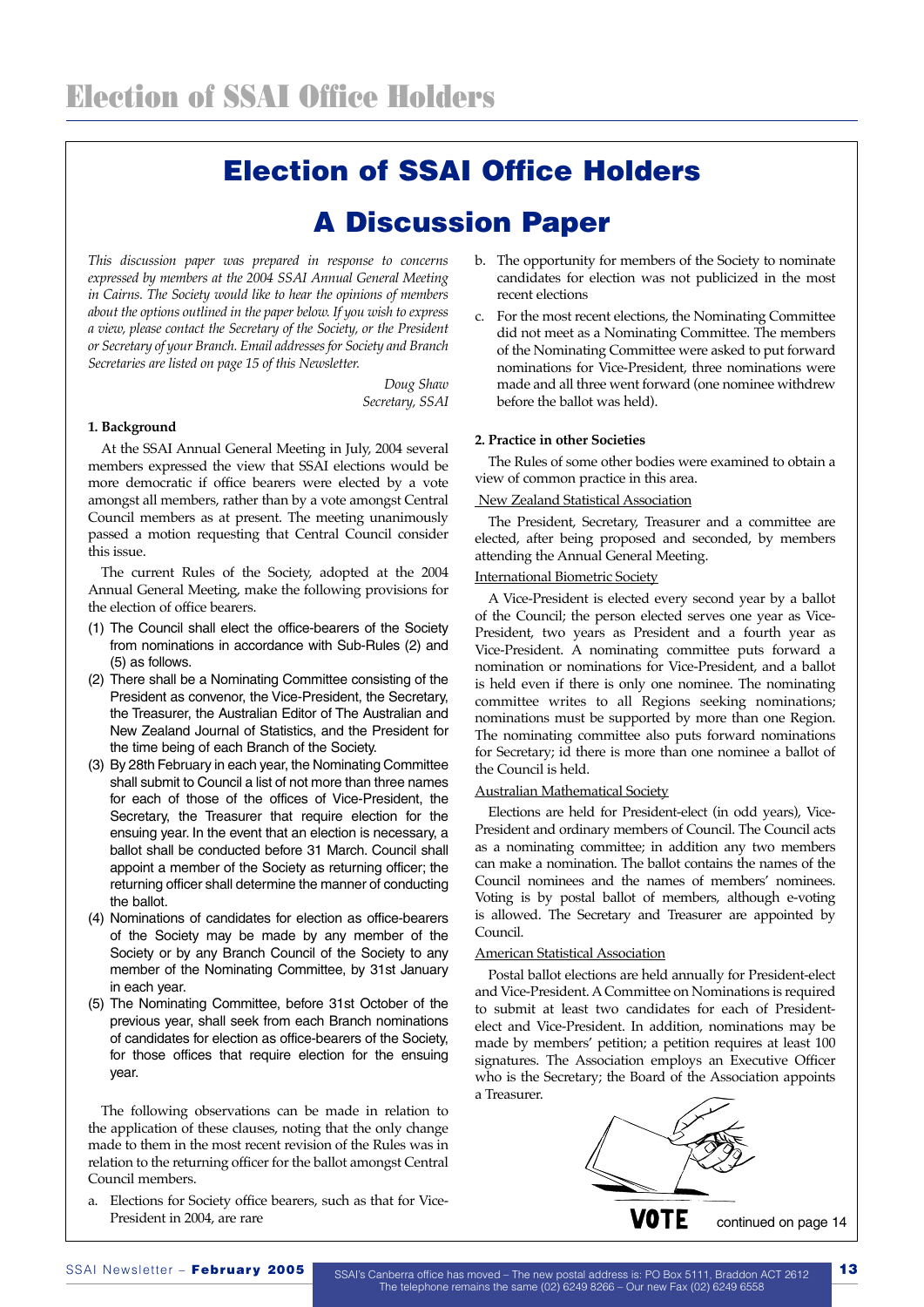# Election of SSAI Office Holders

## Election of SSAI Office Holders

## A Discussion Paper

*This discussion paper was prepared in response to concerns expressed by members at the 2004 SSAI Annual General Meeting in Cairns. The Society would like to hear the opinions of members about the options outlined in the paper below. If you wish to express a view, please contact the Secretary of the Society, or the President or Secretary of your Branch. Email addresses for Society and Branch Secretaries are listed on page 15 of this Newsletter.*

*Doug Shaw*
*Secretary, SSAI*

**1. Background**

At the SSAI Annual General Meeting in July, 2004 several members expressed the view that SSAI elections would be more democratic if office bearers were elected by a vote amongst all members, rather than by a vote amongst Central Council members as at present. The meeting unanimously passed a motion requesting that Central Council consider this issue.

The current Rules of the Society, adopted at the 2004 Annual General Meeting, make the following provisions for the election of office bearers.

(1) The Council shall elect the office-bearers of the Society from nominations in accordance with Sub-Rules (2) and (5) as follows.

(2) There shall be a Nominating Committee consisting of the President as convenor, the Vice-President, the Secretary, the Treasurer, the Australian Editor of The Australian and New Zealand Journal of Statistics, and the President for the time being of each Branch of the Society.

(3) By 28th February in each year, the Nominating Committee shall submit to Council a list of not more than three names for each of those of the offices of Vice-President, the Secretary, the Treasurer that require election for the ensuing year. In the event that an election is necessary, a ballot shall be conducted before 31 March. Council shall appoint a member of the Society as returning officer; the returning officer shall determine the manner of conducting the ballot.

(4) Nominations of candidates for election as office-bearers of the Society may be made by any member of the Society or by any Branch Council of the Society to any member of the Nominating Committee, by 31st January in each year.

(5) The Nominating Committee, before 31st October of the previous year, shall seek from each Branch nominations of candidates for election as office-bearers of the Society, for those offices that require election for the ensuing year.

The following observations can be made in relation to the application of these clauses, noting that the only change made to them in the most recent revision of the Rules was in relation to the returning officer for the ballot amongst Central Council members.

a. Elections for Society office bearers, such as that for Vice-President in 2004, are rare

b. The opportunity for members of the Society to nominate candidates for election was not publicized in the most recent elections

c. For the most recent elections, the Nominating Committee did not meet as a Nominating Committee. The members of the Nominating Committee were asked to put forward nominations for Vice-President, three nominations were made and all three went forward (one nominee withdrew before the ballot was held).

**2. Practice in other Societies**

The Rules of some other bodies were examined to obtain a view of common practice in this area.

New Zealand Statistical Association

The President, Secretary, Treasurer and a committee are elected, after being proposed and seconded, by members attending the Annual General Meeting.

International Biometric Society

A Vice-President is elected every second year by a ballot of the Council; the person elected serves one year as Vice-President, two years as President and a fourth year as Vice-President. A nominating committee puts forward a nomination or nominations for Vice-President, and a ballot is held even if there is only one nominee. The nominating committee writes to all Regions seeking nominations; nominations must be supported by more than one Region. The nominating committee also puts forward nominations for Secretary; id there is more than one nominee a ballot of the Council is held.

Australian Mathematical Society

Elections are held for President-elect (in odd years), Vice-President and ordinary members of Council. The Council acts as a nominating committee; in addition any two members can make a nomination. The ballot contains the names of the Council nominees and the names of members' nominees. Voting is by postal ballot of members, although e-voting is allowed. The Secretary and Treasurer are appointed by Council.

American Statistical Association

Postal ballot elections are held annually for President-elect and Vice-President. A Committee on Nominations is required to submit at least two candidates for each of President-elect and Vice-President. In addition, nominations may be made by members' petition; a petition requires at least 100 signatures. The Association employs an Executive Officer who is the Secretary; the Board of the Association appoints a Treasurer.

VOTE

continued on page 14

SSAI's Canberra office has moved – The new postal address is: PO Box 5111, Braddon ACT 2612
The telephone remains the same (02) 6249 8266 – Our new Fax (02) 6249 6558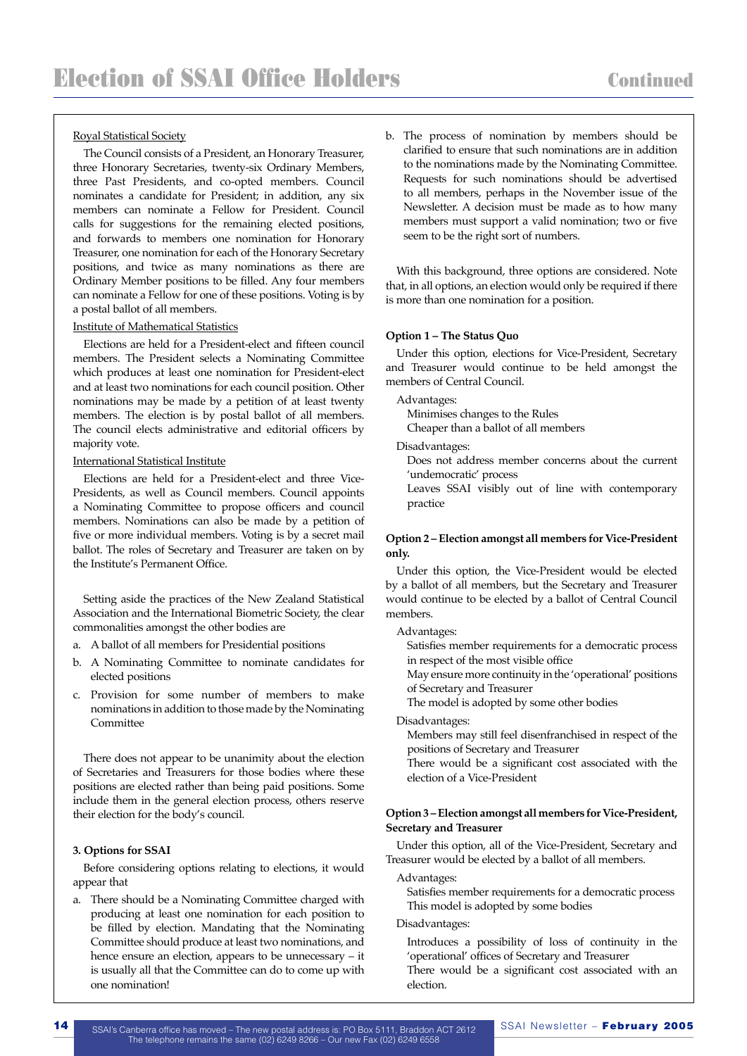# Election of SSAI Office Holders Continued

Royal Statistical Society

The Council consists of a President, an Honorary Treasurer, three Honorary Secretaries, twenty-six Ordinary Members, three Past Presidents, and co-opted members. Council nominates a candidate for President; in addition, any six members can nominate a Fellow for President. Council calls for suggestions for the remaining elected positions, and forwards to members one nomination for Honorary Treasurer, one nomination for each of the Honorary Secretary positions, and twice as many nominations as there are Ordinary Member positions to be filled. Any four members can nominate a Fellow for one of these positions. Voting is by a postal ballot of all members.

Institute of Mathematical Statistics

Elections are held for a President-elect and fifteen council members. The President selects a Nominating Committee which produces at least one nomination for President-elect and at least two nominations for each council position. Other nominations may be made by a petition of at least twenty members. The election is by postal ballot of all members. The council elects administrative and editorial officers by majority vote.

International Statistical Institute

Elections are held for a President-elect and three Vice-Presidents, as well as Council members. Council appoints a Nominating Committee to propose officers and council members. Nominations can also be made by a petition of five or more individual members. Voting is by a secret mail ballot. The roles of Secretary and Treasurer are taken on by the Institute's Permanent Office.

Setting aside the practices of the New Zealand Statistical Association and the International Biometric Society, the clear commonalities amongst the other bodies are

a. A ballot of all members for Presidential positions
b. A Nominating Committee to nominate candidates for elected positions
c. Provision for some number of members to make nominations in addition to those made by the Nominating Committee

There does not appear to be unanimity about the election of Secretaries and Treasurers for those bodies where these positions are elected rather than being paid positions. Some include them in the general election process, others reserve their election for the body's council.

### 3. Options for SSAI

Before considering options relating to elections, it would appear that

a. There should be a Nominating Committee charged with producing at least one nomination for each position to be filled by election. Mandating that the Nominating Committee should produce at least two nominations, and hence ensure an election, appears to be unnecessary – it is usually all that the Committee can do to come up with one nomination!
b. The process of nomination by members should be clarified to ensure that such nominations are in addition to the nominations made by the Nominating Committee. Requests for such nominations should be advertised to all members, perhaps in the November issue of the Newsletter. A decision must be made as to how many members must support a valid nomination; two or five seem to be the right sort of numbers.

With this background, three options are considered. Note that, in all options, an election would only be required if there is more than one nomination for a position.

**Option 1 – The Status Quo**

Under this option, elections for Vice-President, Secretary and Treasurer would continue to be held amongst the members of Central Council.

Advantages:
- Minimises changes to the Rules
- Cheaper than a ballot of all members

Disadvantages:
- Does not address member concerns about the current 'undemocratic' process
- Leaves SSAI visibly out of line with contemporary practice

**Option 2 – Election amongst all members for Vice-President only.**

Under this option, the Vice-President would be elected by a ballot of all members, but the Secretary and Treasurer would continue to be elected by a ballot of Central Council members.

Advantages:
- Satisfies member requirements for a democratic process in respect of the most visible office
- May ensure more continuity in the 'operational' positions of Secretary and Treasurer
- The model is adopted by some other bodies

Disadvantages:
- Members may still feel disenfranchised in respect of the positions of Secretary and Treasurer
- There would be a significant cost associated with the election of a Vice-President

**Option 3 – Election amongst all members for Vice-President, Secretary and Treasurer**

Under this option, all of the Vice-President, Secretary and Treasurer would be elected by a ballot of all members.

Advantages:
- Satisfies member requirements for a democratic process
- This model is adopted by some bodies

Disadvantages:
- Introduces a possibility of loss of continuity in the 'operational' offices of Secretary and Treasurer
- There would be a significant cost associated with an election.

SSAI's Canberra office has moved – The new postal address is: PO Box 5111, Braddon ACT 2612
The telephone remains the same (02) 6249 8266 – Our new Fax (02) 6249 6558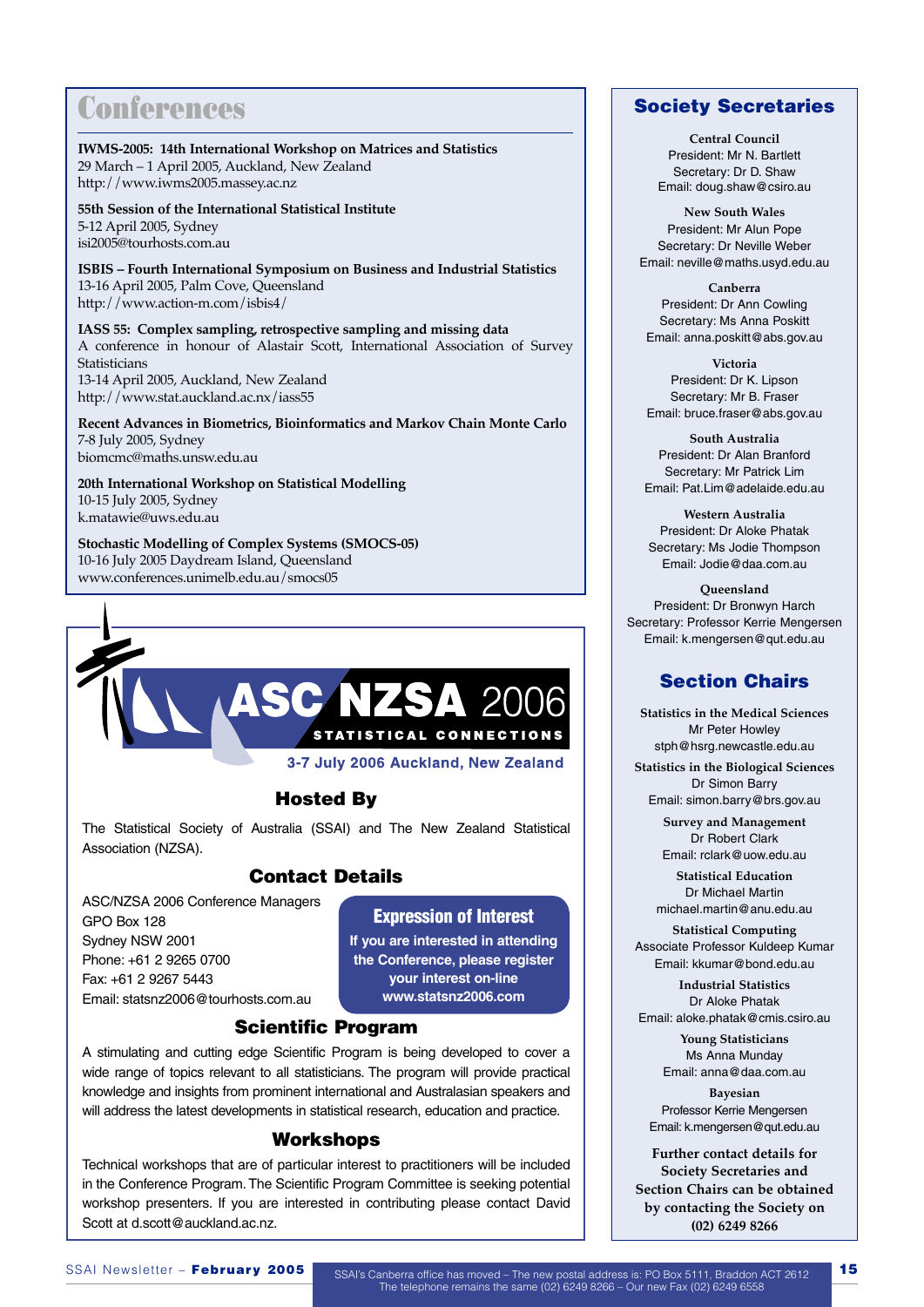# Conferences

**IWMS-2005: 14th International Workshop on Matrices and Statistics**
29 March – 1 April 2005, Auckland, New Zealand
http://www.iwms2005.massey.ac.nz

**55th Session of the International Statistical Institute**
5-12 April 2005, Sydney
isi2005@tourhosts.com.au

**ISBIS – Fourth International Symposium on Business and Industrial Statistics**
13-16 April 2005, Palm Cove, Queensland
http://www.action-m.com/isbis4/

**IASS 55: Complex sampling, retrospective sampling and missing data**
A conference in honour of Alastair Scott, International Association of Survey Statisticians
13-14 April 2005, Auckland, New Zealand
http://www.stat.auckland.ac.nx/iass55

**Recent Advances in Biometrics, Bioinformatics and Markov Chain Monte Carlo**
7-8 July 2005, Sydney
biomcmc@maths.unsw.edu.au

**20th International Workshop on Statistical Modelling**
10-15 July 2005, Sydney
k.matawie@uws.edu.au

**Stochastic Modelling of Complex Systems (SMOCS-05)**
10-16 July 2005 Daydream Island, Queensland
www.conferences.unimelb.edu.au/smocs05

## ASC NZSA 2006

**STATISTICAL CONNECTIONS**

**3-7 July 2006 Auckland, New Zealand**

### Hosted By

The Statistical Society of Australia (SSAI) and The New Zealand Statistical Association (NZSA).

### Contact Details

ASC/NZSA 2006 Conference Managers
GPO Box 128
Sydney NSW 2001
Phone: +61 2 9265 0700
Fax: +61 2 9267 5443
Email: statsnz2006@tourhosts.com.au

**Expression of Interest**

**If you are interested in attending the Conference, please register your interest on-line www.statsnz2006.com**

### Scientific Program

A stimulating and cutting edge Scientific Program is being developed to cover a wide range of topics relevant to all statisticians. The program will provide practical knowledge and insights from prominent international and Australasian speakers and will address the latest developments in statistical research, education and practice.

### Workshops

Technical workshops that are of particular interest to practitioners will be included in the Conference Program. The Scientific Program Committee is seeking potential workshop presenters. If you are interested in contributing please contact David Scott at d.scott@auckland.ac.nz.

## Society Secretaries

**Central Council**
President: Mr N. Bartlett
Secretary: Dr D. Shaw
Email: doug.shaw@csiro.au

**New South Wales**
President: Mr Alun Pope
Secretary: Dr Neville Weber
Email: neville@maths.usyd.edu.au

**Canberra**
President: Dr Ann Cowling
Secretary: Ms Anna Poskitt
Email: anna.poskitt@abs.gov.au

**Victoria**
President: Dr K. Lipson
Secretary: Mr B. Fraser
Email: bruce.fraser@abs.gov.au

**South Australia**
President: Dr Alan Branford
Secretary: Mr Patrick Lim
Email: Pat.Lim@adelaide.edu.au

**Western Australia**
President: Dr Aloke Phatak
Secretary: Ms Jodie Thompson
Email: Jodie@daa.com.au

**Queensland**
President: Dr Bronwyn Harch
Secretary: Professor Kerrie Mengersen
Email: k.mengersen@qut.edu.au

## Section Chairs

**Statistics in the Medical Sciences**
Mr Peter Howley
stph@hsrg.newcastle.edu.au

**Statistics in the Biological Sciences**
Dr Simon Barry
Email: simon.barry@brs.gov.au

**Survey and Management**
Dr Robert Clark
Email: rclark@uow.edu.au

**Statistical Education**
Dr Michael Martin
michael.martin@anu.edu.au

**Statistical Computing**
Associate Professor Kuldeep Kumar
Email: kkumar@bond.edu.au

**Industrial Statistics**
Dr Aloke Phatak
Email: aloke.phatak@cmis.csiro.au

**Young Statisticians**
Ms Anna Munday
Email: anna@daa.com.au

**Bayesian**
Professor Kerrie Mengersen
Email: k.mengersen@qut.edu.au

**Further contact details for Society Secretaries and Section Chairs can be obtained by contacting the Society on (02) 6249 8266**

SSAI's Canberra office has moved – The new postal address is: PO Box 5111, Braddon ACT 2612
The telephone remains the same (02) 6249 8266 – Our new Fax (02) 6249 6558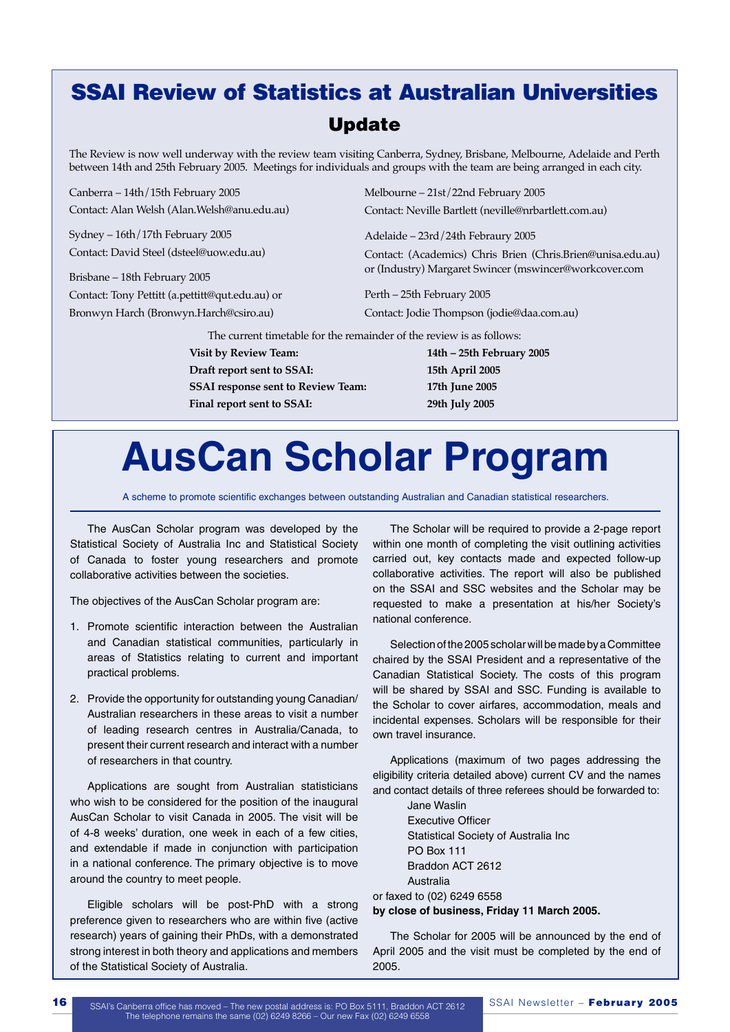# SSAI Review of Statistics at Australian Universities

## Update

The Review is now well underway with the review team visiting Canberra, Sydney, Brisbane, Melbourne, Adelaide and Perth between 14th and 25th February 2005. Meetings for individuals and groups with the team are being arranged in each city.

Canberra – 14th/15th February 2005
Contact: Alan Welsh (Alan.Welsh@anu.edu.au)

Sydney – 16th/17th February 2005
Contact: David Steel (dsteel@uow.edu.au)

Brisbane – 18th February 2005
Contact: Tony Pettitt (a.pettitt@qut.edu.au) or Bronwyn Harch (Bronwyn.Harch@csiro.au)

Melbourne – 21st/22nd February 2005
Contact: Neville Bartlett (neville@nrbartlett.com.au)

Adelaide – 23rd/24th Febraury 2005
Contact: (Academics) Chris Brien (Chris.Brien@unisa.edu.au) or (Industry) Margaret Swincer (mswincer@workcover.com

Perth – 25th February 2005
Contact: Jodie Thompson (jodie@daa.com.au)

The current timetable for the remainder of the review is as follows:

| | |
|---|---|
| **Visit by Review Team:** | **14th – 25th February 2005** |
| **Draft report sent to SSAI:** | **15th April 2005** |
| **SSAI response sent to Review Team:** | **17th June 2005** |
| **Final report sent to SSAI:** | **29th July 2005** |

# AusCan Scholar Program

A scheme to promote scientific exchanges between outstanding Australian and Canadian statistical researchers.

The AusCan Scholar program was developed by the Statistical Society of Australia Inc and Statistical Society of Canada to foster young researchers and promote collaborative activities between the societies.

The objectives of the AusCan Scholar program are:

1. Promote scientific interaction between the Australian and Canadian statistical communities, particularly in areas of Statistics relating to current and important practical problems.
2. Provide the opportunity for outstanding young Canadian/Australian researchers in these areas to visit a number of leading research centres in Australia/Canada, to present their current research and interact with a number of researchers in that country.

Applications are sought from Australian statisticians who wish to be considered for the position of the inaugural AusCan Scholar to visit Canada in 2005. The visit will be of 4-8 weeks' duration, one week in each of a few cities, and extendable if made in conjunction with participation in a national conference. The primary objective is to move around the country to meet people.

Eligible scholars will be post-PhD with a strong preference given to researchers who are within five (active research) years of gaining their PhDs, with a demonstrated strong interest in both theory and applications and members of the Statistical Society of Australia.

The Scholar will be required to provide a 2-page report within one month of completing the visit outlining activities carried out, key contacts made and expected follow-up collaborative activities. The report will also be published on the SSAI and SSC websites and the Scholar may be requested to make a presentation at his/her Society's national conference.

Selection of the 2005 scholar will be made by a Committee chaired by the SSAI President and a representative of the Canadian Statistical Society. The costs of this program will be shared by SSAI and SSC. Funding is available to the Scholar to cover airfares, accommodation, meals and incidental expenses. Scholars will be responsible for their own travel insurance.

Applications (maximum of two pages addressing the eligibility criteria detailed above) current CV and the names and contact details of three referees should be forwarded to:

Jane Waslin
Executive Officer
Statistical Society of Australia Inc
PO Box 111
Braddon ACT 2612
Australia

or faxed to (02) 6249 6558
**by close of business, Friday 11 March 2005.**

The Scholar for 2005 will be announced by the end of April 2005 and the visit must be completed by the end of 2005.

SSAI's Canberra office has moved – The new postal address is: PO Box 5111, Braddon ACT 2612
The telephone remains the same (02) 6249 8266 – Our new Fax (02) 6249 6558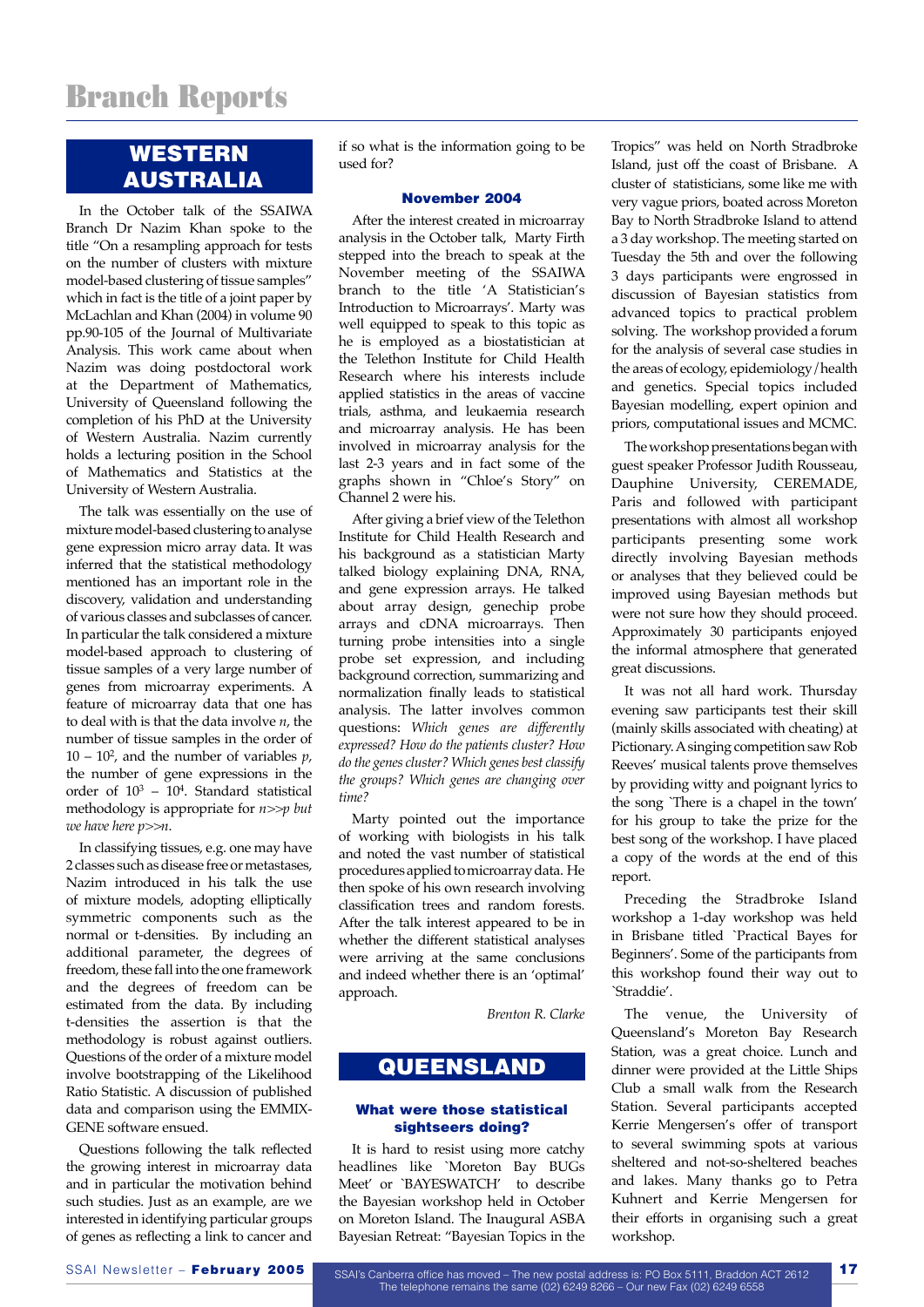# Branch Reports

## WESTERN AUSTRALIA

In the October talk of the SSAIWA Branch Dr Nazim Khan spoke to the title "On a resampling approach for tests on the number of clusters with mixture model-based clustering of tissue samples" which in fact is the title of a joint paper by McLachlan and Khan (2004) in volume 90 pp.90-105 of the Journal of Multivariate Analysis. This work came about when Nazim was doing postdoctoral work at the Department of Mathematics, University of Queensland following the completion of his PhD at the University of Western Australia. Nazim currently holds a lecturing position in the School of Mathematics and Statistics at the University of Western Australia.

The talk was essentially on the use of mixture model-based clustering to analyse gene expression micro array data. It was inferred that the statistical methodology mentioned has an important role in the discovery, validation and understanding of various classes and subclasses of cancer. In particular the talk considered a mixture model-based approach to clustering of tissue samples of a very large number of genes from microarray experiments. A feature of microarray data that one has to deal with is that the data involve $n$, the number of tissue samples in the order of $10 - 10^2$, and the number of variables $p$, the number of gene expressions in the order of $10^3 - 10^4$. Standard statistical methodology is appropriate for $n >> p$ *but we have here* $p >> n$.

In classifying tissues, e.g. one may have 2 classes such as disease free or metastases, Nazim introduced in his talk the use of mixture models, adopting elliptically symmetric components such as the normal or t-densities. By including an additional parameter, the degrees of freedom, these fall into the one framework and the degrees of freedom can be estimated from the data. By including t-densities the assertion is that the methodology is robust against outliers. Questions of the order of a mixture model involve bootstrapping of the Likelihood Ratio Statistic. A discussion of published data and comparison using the EMMIX-GENE software ensued.

Questions following the talk reflected the growing interest in microarray data and in particular the motivation behind such studies. Just as an example, are we interested in identifying particular groups of genes as reflecting a link to cancer and if so what is the information going to be used for?

### November 2004

After the interest created in microarray analysis in the October talk, Marty Firth stepped into the breach to speak at the November meeting of the SSAIWA branch to the title 'A Statistician's Introduction to Microarrays'. Marty was well equipped to speak to this topic as he is employed as a biostatistician at the Telethon Institute for Child Health Research where his interests include applied statistics in the areas of vaccine trials, asthma, and leukaemia research and microarray analysis. He has been involved in microarray analysis for the last 2-3 years and in fact some of the graphs shown in "Chloe's Story" on Channel 2 were his.

After giving a brief view of the Telethon Institute for Child Health Research and his background as a statistician Marty talked biology explaining DNA, RNA, and gene expression arrays. He talked about array design, genechip probe arrays and cDNA microarrays. Then turning probe intensities into a single probe set expression, and including background correction, summarizing and normalization finally leads to statistical analysis. The latter involves common questions: *Which genes are differently expressed? How do the patients cluster? How do the genes cluster? Which genes best classify the groups? Which genes are changing over time?*

Marty pointed out the importance of working with biologists in his talk and noted the vast number of statistical procedures applied to microarray data. He then spoke of his own research involving classification trees and random forests. After the talk interest appeared to be in whether the different statistical analyses were arriving at the same conclusions and indeed whether there is an 'optimal' approach.

*Brenton R. Clarke*

## QUEENSLAND

### What were those statistical sightseers doing?

It is hard to resist using more catchy headlines like `Moreton Bay BUGs Meet' or `BAYESWATCH' to describe the Bayesian workshop held in October on Moreton Island. The Inaugural ASBA Bayesian Retreat: "Bayesian Topics in the Tropics" was held on North Stradbroke Island, just off the coast of Brisbane. A cluster of statisticians, some like me with very vague priors, boated across Moreton Bay to North Stradbroke Island to attend a 3 day workshop. The meeting started on Tuesday the 5th and over the following 3 days participants were engrossed in discussion of Bayesian statistics from advanced topics to practical problem solving. The workshop provided a forum for the analysis of several case studies in the areas of ecology, epidemiology/health and genetics. Special topics included Bayesian modelling, expert opinion and priors, computational issues and MCMC.

The workshop presentations began with guest speaker Professor Judith Rousseau, Dauphine University, CEREMADE, Paris and followed with participant presentations with almost all workshop participants presenting some work directly involving Bayesian methods or analyses that they believed could be improved using Bayesian methods but were not sure how they should proceed. Approximately 30 participants enjoyed the informal atmosphere that generated great discussions.

It was not all hard work. Thursday evening saw participants test their skill (mainly skills associated with cheating) at Pictionary. A singing competition saw Rob Reeves' musical talents prove themselves by providing witty and poignant lyrics to the song `There is a chapel in the town' for his group to take the prize for the best song of the workshop. I have placed a copy of the words at the end of this report.

Preceding the Stradbroke Island workshop a 1-day workshop was held in Brisbane titled `Practical Bayes for Beginners'. Some of the participants from this workshop found their way out to `Straddie'.

The venue, the University of Queensland's Moreton Bay Research Station, was a great choice. Lunch and dinner were provided at the Little Ships Club a small walk from the Research Station. Several participants accepted Kerrie Mengersen's offer of transport to several swimming spots at various sheltered and not-so-sheltered beaches and lakes. Many thanks go to Petra Kuhnert and Kerrie Mengersen for their efforts in organising such a great workshop.

SSAI's Canberra office has moved – The new postal address is: PO Box 5111, Braddon ACT 2612
The telephone remains the same (02) 6249 8266 – Our new Fax (02) 6249 6558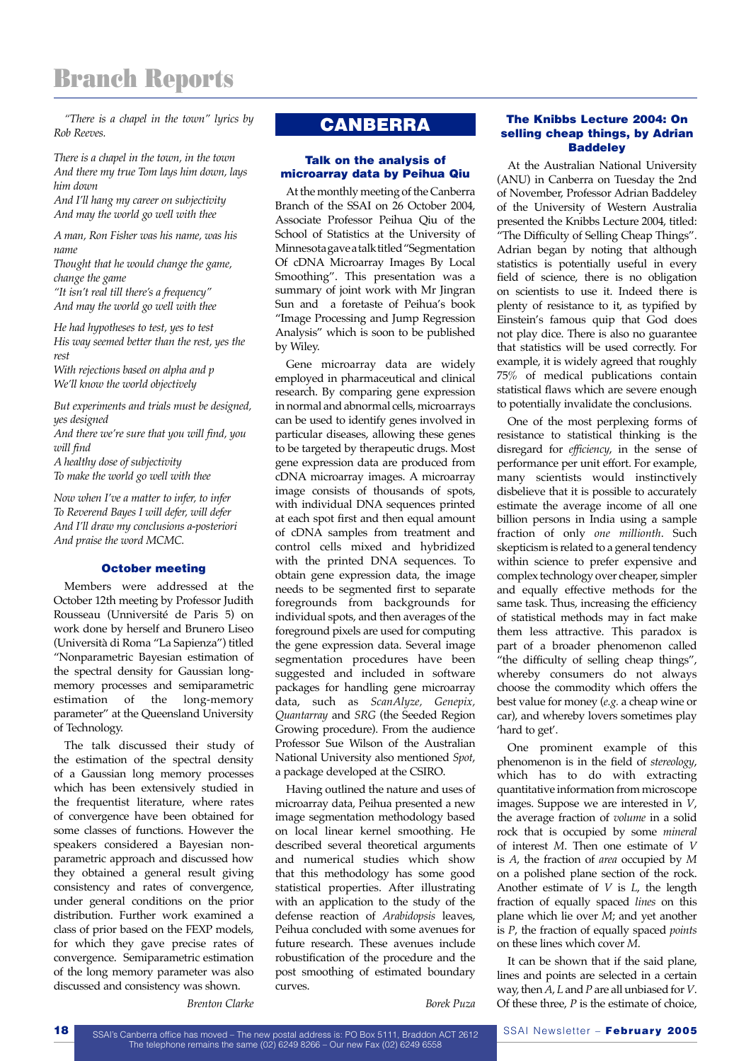# Branch Reports

*"There is a chapel in the town" lyrics by Rob Reeves.*

*There is a chapel in the town, in the town*
*And there my true Tom lays him down, lays him down*
*And I'll hang my career on subjectivity*
*And may the world go well with thee*

*A man, Ron Fisher was his name, was his name*
*Thought that he would change the game, change the game*
*"It isn't real till there's a frequency"*
*And may the world go well with thee*

*He had hypotheses to test, yes to test*
*His way seemed better than the rest, yes the rest*
*With rejections based on alpha and p*
*We'll know the world objectively*

*But experiments and trials must be designed, yes designed*
*And there we're sure that you will find, you will find*
*A healthy dose of subjectivity*
*To make the world go well with thee*

*Now when I've a matter to infer, to infer*
*To Reverend Bayes I will defer, will defer*
*And I'll draw my conclusions a-posteriori*
*And praise the word MCMC.*

### October meeting

Members were addressed at the October 12th meeting by Professor Judith Rousseau (Unniversité de Paris 5) on work done by herself and Brunero Liseo (Università di Roma "La Sapienza") titled "Nonparametric Bayesian estimation of the spectral density for Gaussian long-memory processes and semiparametric estimation of the long-memory parameter" at the Queensland University of Technology.

The talk discussed their study of the estimation of the spectral density of a Gaussian long memory processes which has been extensively studied in the frequentist literature, where rates of convergence have been obtained for some classes of functions. However the speakers considered a Bayesian non-parametric approach and discussed how they obtained a general result giving consistency and rates of convergence, under general conditions on the prior distribution. Further work examined a class of prior based on the FEXP models, for which they gave precise rates of convergence. Semiparametric estimation of the long memory parameter was also discussed and consistency was shown.

*Brenton Clarke*

## CANBERRA

### Talk on the analysis of microarray data by Peihua Qiu

At the monthly meeting of the Canberra Branch of the SSAI on 26 October 2004, Associate Professor Peihua Qiu of the School of Statistics at the University of Minnesota gave a talk titled "Segmentation Of cDNA Microarray Images By Local Smoothing". This presentation was a summary of joint work with Mr Jingran Sun and a foretaste of Peihua's book "Image Processing and Jump Regression Analysis" which is soon to be published by Wiley.

Gene microarray data are widely employed in pharmaceutical and clinical research. By comparing gene expression in normal and abnormal cells, microarrays can be used to identify genes involved in particular diseases, allowing these genes to be targeted by therapeutic drugs. Most gene expression data are produced from cDNA microarray images. A microarray image consists of thousands of spots, with individual DNA sequences printed at each spot first and then equal amount of cDNA samples from treatment and control cells mixed and hybridized with the printed DNA sequences. To obtain gene expression data, the image needs to be segmented first to separate foregrounds from backgrounds for individual spots, and then averages of the foreground pixels are used for computing the gene expression data. Several image segmentation procedures have been suggested and included in software packages for handling gene microarray data, such as *ScanAlyze*, *Genepix*, *Quantarray* and *SRG* (the Seeded Region Growing procedure). From the audience Professor Sue Wilson of the Australian National University also mentioned *Spot*, a package developed at the CSIRO.

Having outlined the nature and uses of microarray data, Peihua presented a new image segmentation methodology based on local linear kernel smoothing. He described several theoretical arguments and numerical studies which show that this methodology has some good statistical properties. After illustrating with an application to the study of the defense reaction of *Arabidopsis* leaves, Peihua concluded with some avenues for future research. These avenues include robustification of the procedure and the post smoothing of estimated boundary curves.

*Borek Puza*

### The Knibbs Lecture 2004: On selling cheap things, by Adrian Baddeley

At the Australian National University (ANU) in Canberra on Tuesday the 2nd of November, Professor Adrian Baddeley of the University of Western Australia presented the Knibbs Lecture 2004, titled: "The Difficulty of Selling Cheap Things". Adrian began by noting that although statistics is potentially useful in every field of science, there is no obligation on scientists to use it. Indeed there is plenty of resistance to it, as typified by Einstein's famous quip that God does not play dice. There is also no guarantee that statistics will be used correctly. For example, it is widely agreed that roughly 75% of medical publications contain statistical flaws which are severe enough to potentially invalidate the conclusions.

One of the most perplexing forms of resistance to statistical thinking is the disregard for *efficiency*, in the sense of performance per unit effort. For example, many scientists would instinctively disbelieve that it is possible to accurately estimate the average income of all one billion persons in India using a sample fraction of only *one millionth*. Such skepticism is related to a general tendency within science to prefer expensive and complex technology over cheaper, simpler and equally effective methods for the same task. Thus, increasing the efficiency of statistical methods may in fact make them less attractive. This paradox is part of a broader phenomenon called "the difficulty of selling cheap things", whereby consumers do not always choose the commodity which offers the best value for money (*e.g.* a cheap wine or car), and whereby lovers sometimes play 'hard to get'.

One prominent example of this phenomenon is in the field of *stereology*, which has to do with extracting quantitative information from microscope images. Suppose we are interested in $V$, the average fraction of *volume* in a solid rock that is occupied by some *mineral* of interest $M$. Then one estimate of $V$ is $A$, the fraction of *area* occupied by $M$ on a polished plane section of the rock. Another estimate of $V$ is $L$, the length fraction of equally spaced *lines* on this plane which lie over $M$; and yet another is $P$, the fraction of equally spaced *points* on these lines which cover $M$.

It can be shown that if the said plane, lines and points are selected in a certain way, then $A$, $L$ and $P$ are all unbiased for $V$. Of these three, $P$ is the estimate of choice,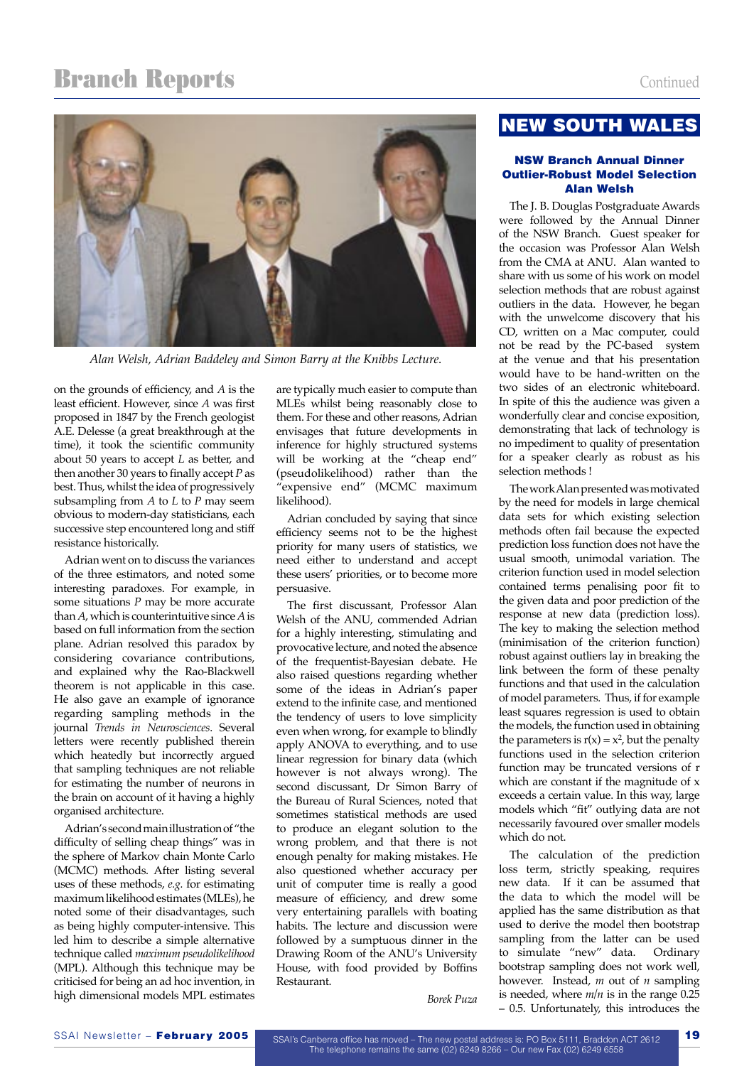# Branch Reports

Continued

*Alan Welsh, Adrian Baddeley and Simon Barry at the Knibbs Lecture.*

on the grounds of efficiency, and *A* is the least efficient. However, since *A* was first proposed in 1847 by the French geologist A.E. Delesse (a great breakthrough at the time), it took the scientific community about 50 years to accept *L* as better, and then another 30 years to finally accept *P* as best. Thus, whilst the idea of progressively subsampling from *A* to *L* to *P* may seem obvious to modern-day statisticians, each successive step encountered long and stiff resistance historically.

Adrian went on to discuss the variances of the three estimators, and noted some interesting paradoxes. For example, in some situations *P* may be more accurate than *A*, which is counterintuitive since *A* is based on full information from the section plane. Adrian resolved this paradox by considering covariance contributions, and explained why the Rao-Blackwell theorem is not applicable in this case. He also gave an example of ignorance regarding sampling methods in the journal *Trends in Neurosciences*. Several letters were recently published therein which heatedly but incorrectly argued that sampling techniques are not reliable for estimating the number of neurons in the brain on account of it having a highly organised architecture.

Adrian's second main illustration of "the difficulty of selling cheap things" was in the sphere of Markov chain Monte Carlo (MCMC) methods. After listing several uses of these methods, *e.g.* for estimating maximum likelihood estimates (MLEs), he noted some of their disadvantages, such as being highly computer-intensive. This led him to describe a simple alternative technique called *maximum pseudolikelihood* (MPL). Although this technique may be criticised for being an ad hoc invention, in high dimensional models MPL estimates are typically much easier to compute than MLEs whilst being reasonably close to them. For these and other reasons, Adrian envisages that future developments in inference for highly structured systems will be working at the "cheap end" (pseudolikelihood) rather than the "expensive end" (MCMC maximum likelihood).

Adrian concluded by saying that since efficiency seems not to be the highest priority for many users of statistics, we need either to understand and accept these users' priorities, or to become more persuasive.

The first discussant, Professor Alan Welsh of the ANU, commended Adrian for a highly interesting, stimulating and provocative lecture, and noted the absence of the frequentist-Bayesian debate. He also raised questions regarding whether some of the ideas in Adrian's paper extend to the infinite case, and mentioned the tendency of users to love simplicity even when wrong, for example to blindly apply ANOVA to everything, and to use linear regression for binary data (which however is not always wrong). The second discussant, Dr Simon Barry of the Bureau of Rural Sciences, noted that sometimes statistical methods are used to produce an elegant solution to the wrong problem, and that there is not enough penalty for making mistakes. He also questioned whether accuracy per unit of computer time is really a good measure of efficiency, and drew some very entertaining parallels with boating habits. The lecture and discussion were followed by a sumptuous dinner in the Drawing Room of the ANU's University House, with food provided by Boffins Restaurant.

*Borek Puza*

## NEW SOUTH WALES

### NSW Branch Annual Dinner
### Outlier-Robust Model Selection
### Alan Welsh

The J. B. Douglas Postgraduate Awards were followed by the Annual Dinner of the NSW Branch. Guest speaker for the occasion was Professor Alan Welsh from the CMA at ANU. Alan wanted to share with us some of his work on model selection methods that are robust against outliers in the data. However, he began with the unwelcome discovery that his CD, written on a Mac computer, could not be read by the PC-based system at the venue and that his presentation would have to be hand-written on the two sides of an electronic whiteboard. In spite of this the audience was given a wonderfully clear and concise exposition, demonstrating that lack of technology is no impediment to quality of presentation for a speaker clearly as robust as his selection methods !

The work Alan presented was motivated by the need for models in large chemical data sets for which existing selection methods often fail because the expected prediction loss function does not have the usual smooth, unimodal variation. The criterion function used in model selection contained terms penalising poor fit to the given data and poor prediction of the response at new data (prediction loss). The key to making the selection method (minimisation of the criterion function) robust against outliers lay in breaking the link between the form of these penalty functions and that used in the calculation of model parameters. Thus, if for example least squares regression is used to obtain the models, the function used in obtaining the parameters is $r(x) = x^2$, but the penalty functions used in the selection criterion function may be truncated versions of r which are constant if the magnitude of x exceeds a certain value. In this way, large models which "fit" outlying data are not necessarily favoured over smaller models which do not.

The calculation of the prediction loss term, strictly speaking, requires new data. If it can be assumed that the data to which the model will be applied has the same distribution as that used to derive the model then bootstrap sampling from the latter can be used to simulate "new" data. Ordinary bootstrap sampling does not work well, however. Instead, $m$ out of $n$ sampling is needed, where $m/n$ is in the range 0.25 – 0.5. Unfortunately, this introduces the

SSAI's Canberra office has moved – The new postal address is: PO Box 5111, Braddon ACT 2612
The telephone remains the same (02) 6249 8266 – Our new Fax (02) 6249 6558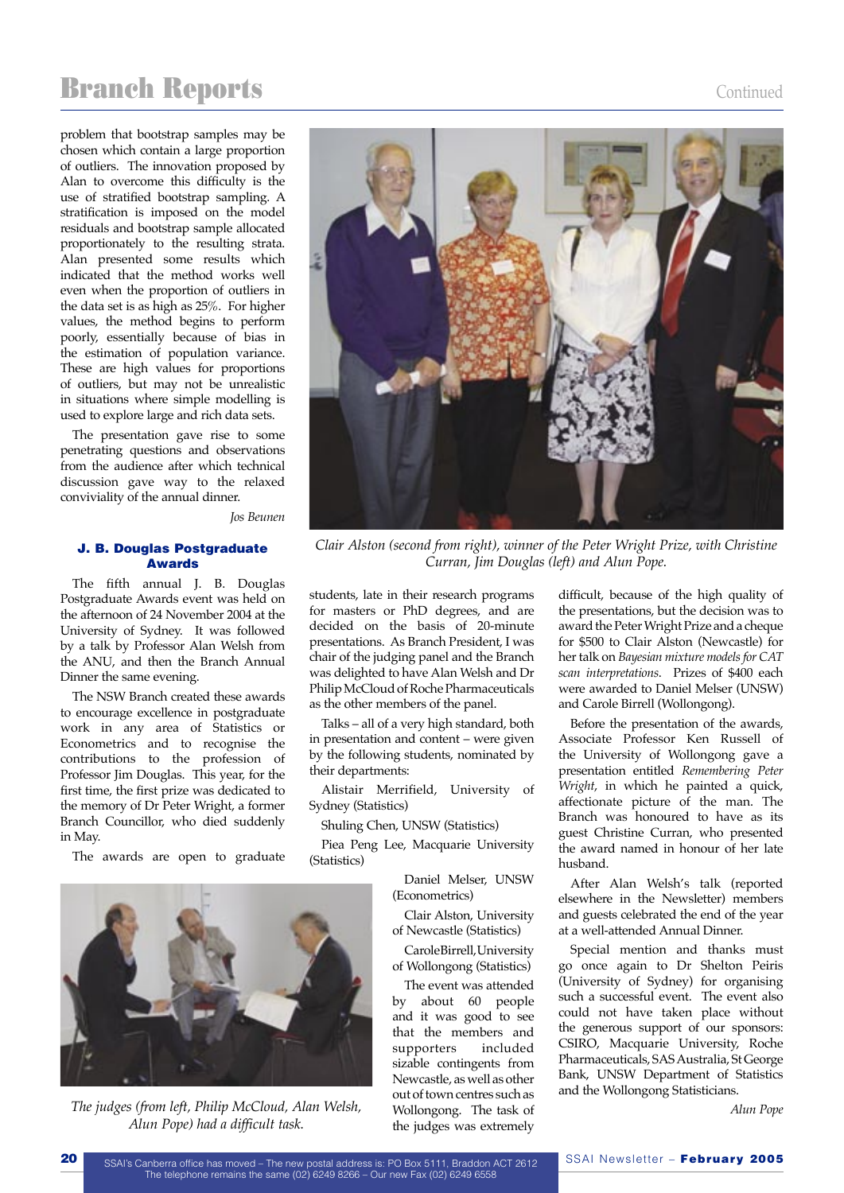problem that bootstrap samples may be chosen which contain a large proportion of outliers. The innovation proposed by Alan to overcome this difficulty is the use of stratified bootstrap sampling. A stratification is imposed on the model residuals and bootstrap sample allocated proportionately to the resulting strata. Alan presented some results which indicated that the method works well even when the proportion of outliers in the data set is as high as 25%. For higher values, the method begins to perform poorly, essentially because of bias in the estimation of population variance. These are high values for proportions of outliers, but may not be unrealistic in situations where simple modelling is used to explore large and rich data sets.

The presentation gave rise to some penetrating questions and observations from the audience after which technical discussion gave way to the relaxed conviviality of the annual dinner.

*Jos Beunen*

### J. B. Douglas Postgraduate Awards

The fifth annual J. B. Douglas Postgraduate Awards event was held on the afternoon of 24 November 2004 at the University of Sydney. It was followed by a talk by Professor Alan Welsh from the ANU, and then the Branch Annual Dinner the same evening.

The NSW Branch created these awards to encourage excellence in postgraduate work in any area of Statistics or Econometrics and to recognise the contributions to the profession of Professor Jim Douglas. This year, for the first time, the first prize was dedicated to the memory of Dr Peter Wright, a former Branch Councillor, who died suddenly in May.

The awards are open to graduate students, late in their research programs for masters or PhD degrees, and are decided on the basis of 20-minute presentations. As Branch President, I was chair of the judging panel and the Branch was delighted to have Alan Welsh and Dr Philip McCloud of Roche Pharmaceuticals as the other members of the panel.

Talks – all of a very high standard, both in presentation and content – were given by the following students, nominated by their departments:

Alistair Merrifield, University of Sydney (Statistics)

Shuling Chen, UNSW (Statistics)

Piea Peng Lee, Macquarie University (Statistics)

Daniel Melser, UNSW (Econometrics)

Clair Alston, University of Newcastle (Statistics)

Carole Birrell, University of Wollongong (Statistics)

The event was attended by about 60 people and it was good to see that the members and supporters included sizable contingents from Newcastle, as well as other out of town centres such as Wollongong. The task of the judges was extremely difficult, because of the high quality of the presentations, but the decision was to award the Peter Wright Prize and a cheque for $500 to Clair Alston (Newcastle) for her talk on *Bayesian mixture models for CAT scan interpretations*. Prizes of $400 each were awarded to Daniel Melser (UNSW) and Carole Birrell (Wollongong).

Before the presentation of the awards, Associate Professor Ken Russell of the University of Wollongong gave a presentation entitled *Remembering Peter Wright*, in which he painted a quick, affectionate picture of the man. The Branch was honoured to have as its guest Christine Curran, who presented the award named in honour of her late husband.

After Alan Welsh's talk (reported elsewhere in the Newsletter) members and guests celebrated the end of the year at a well-attended Annual Dinner.

Special mention and thanks must go once again to Dr Shelton Peiris (University of Sydney) for organising such a successful event. The event also could not have taken place without the generous support of our sponsors: CSIRO, Macquarie University, Roche Pharmaceuticals, SAS Australia, St George Bank, UNSW Department of Statistics and the Wollongong Statisticians.

*Alun Pope*

*Clair Alston (second from right), winner of the Peter Wright Prize, with Christine Curran, Jim Douglas (left) and Alun Pope.*

*The judges (from left, Philip McCloud, Alan Welsh, Alun Pope) had a difficult task.*

SSAI's Canberra office has moved – The new postal address is: PO Box 5111, Braddon ACT 2612
The telephone remains the same (02) 6249 8266 – Our new Fax (02) 6249 6558